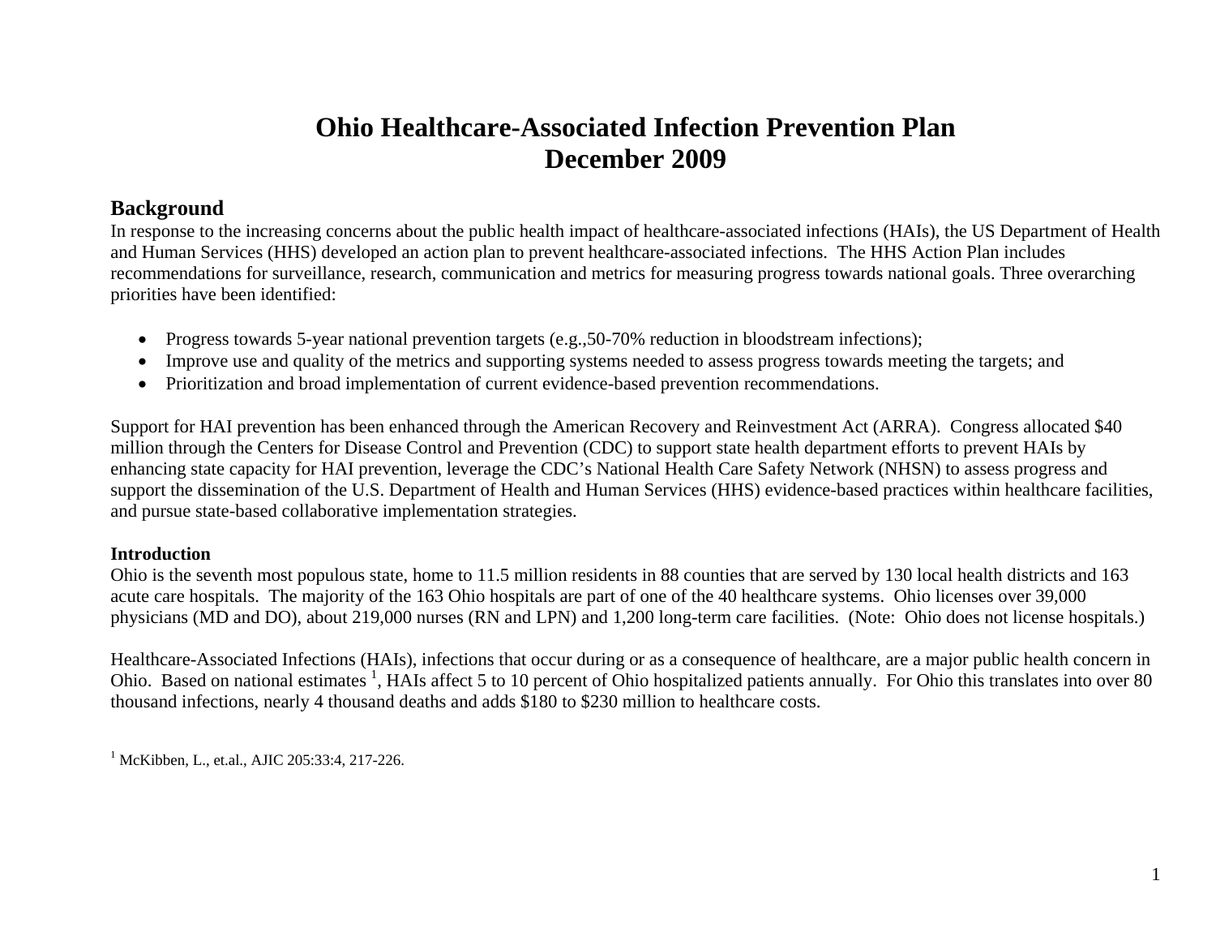# Ohio Healthcare-Associated Infection Prevention Plan
# December 2009

## Background

In response to the increasing concerns about the public health impact of healthcare-associated infections (HAIs), the US Department of Health and Human Services (HHS) developed an action plan to prevent healthcare-associated infections. The HHS Action Plan includes recommendations for surveillance, research, communication and metrics for measuring progress towards national goals. Three overarching priorities have been identified:

- Progress towards 5-year national prevention targets (e.g.,50-70% reduction in bloodstream infections);
- Improve use and quality of the metrics and supporting systems needed to assess progress towards meeting the targets; and
- Prioritization and broad implementation of current evidence-based prevention recommendations.

Support for HAI prevention has been enhanced through the American Recovery and Reinvestment Act (ARRA). Congress allocated $40 million through the Centers for Disease Control and Prevention (CDC) to support state health department efforts to prevent HAIs by enhancing state capacity for HAI prevention, leverage the CDC's National Health Care Safety Network (NHSN) to assess progress and support the dissemination of the U.S. Department of Health and Human Services (HHS) evidence-based practices within healthcare facilities, and pursue state-based collaborative implementation strategies.

**Introduction**

Ohio is the seventh most populous state, home to 11.5 million residents in 88 counties that are served by 130 local health districts and 163 acute care hospitals. The majority of the 163 Ohio hospitals are part of one of the 40 healthcare systems. Ohio licenses over 39,000 physicians (MD and DO), about 219,000 nurses (RN and LPN) and 1,200 long-term care facilities. (Note: Ohio does not license hospitals.)

Healthcare-Associated Infections (HAIs), infections that occur during or as a consequence of healthcare, are a major public health concern in Ohio. Based on national estimates [1], HAIs affect 5 to 10 percent of Ohio hospitalized patients annually. For Ohio this translates into over 80 thousand infections, nearly 4 thousand deaths and adds $180 to $230 million to healthcare costs.

[1] McKibben, L., et.al., AJIC 205:33:4, 217-226.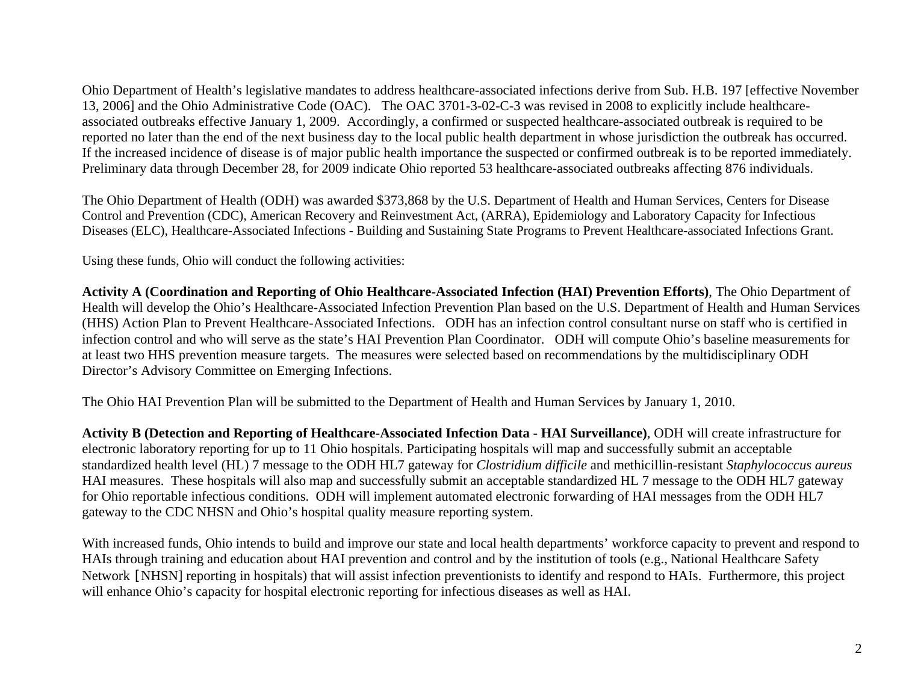Ohio Department of Health's legislative mandates to address healthcare-associated infections derive from Sub. H.B. 197 [effective November 13, 2006] and the Ohio Administrative Code (OAC). The OAC 3701-3-02-C-3 was revised in 2008 to explicitly include healthcare-associated outbreaks effective January 1, 2009. Accordingly, a confirmed or suspected healthcare-associated outbreak is required to be reported no later than the end of the next business day to the local public health department in whose jurisdiction the outbreak has occurred. If the increased incidence of disease is of major public health importance the suspected or confirmed outbreak is to be reported immediately. Preliminary data through December 28, for 2009 indicate Ohio reported 53 healthcare-associated outbreaks affecting 876 individuals.

The Ohio Department of Health (ODH) was awarded $373,868 by the U.S. Department of Health and Human Services, Centers for Disease Control and Prevention (CDC), American Recovery and Reinvestment Act, (ARRA), Epidemiology and Laboratory Capacity for Infectious Diseases (ELC), Healthcare-Associated Infections - Building and Sustaining State Programs to Prevent Healthcare-associated Infections Grant.

Using these funds, Ohio will conduct the following activities:

**Activity A (Coordination and Reporting of Ohio Healthcare-Associated Infection (HAI) Prevention Efforts)**, The Ohio Department of Health will develop the Ohio's Healthcare-Associated Infection Prevention Plan based on the U.S. Department of Health and Human Services (HHS) Action Plan to Prevent Healthcare-Associated Infections. ODH has an infection control consultant nurse on staff who is certified in infection control and who will serve as the state's HAI Prevention Plan Coordinator. ODH will compute Ohio's baseline measurements for at least two HHS prevention measure targets. The measures were selected based on recommendations by the multidisciplinary ODH Director's Advisory Committee on Emerging Infections.

The Ohio HAI Prevention Plan will be submitted to the Department of Health and Human Services by January 1, 2010.

**Activity B (Detection and Reporting of Healthcare-Associated Infection Data - HAI Surveillance)**, ODH will create infrastructure for electronic laboratory reporting for up to 11 Ohio hospitals. Participating hospitals will map and successfully submit an acceptable standardized health level (HL) 7 message to the ODH HL7 gateway for *Clostridium difficile* and methicillin-resistant *Staphylococcus aureus* HAI measures. These hospitals will also map and successfully submit an acceptable standardized HL 7 message to the ODH HL7 gateway for Ohio reportable infectious conditions. ODH will implement automated electronic forwarding of HAI messages from the ODH HL7 gateway to the CDC NHSN and Ohio's hospital quality measure reporting system.

With increased funds, Ohio intends to build and improve our state and local health departments' workforce capacity to prevent and respond to HAIs through training and education about HAI prevention and control and by the institution of tools (e.g., National Healthcare Safety Network [NHSN] reporting in hospitals) that will assist infection preventionists to identify and respond to HAIs. Furthermore, this project will enhance Ohio's capacity for hospital electronic reporting for infectious diseases as well as HAI.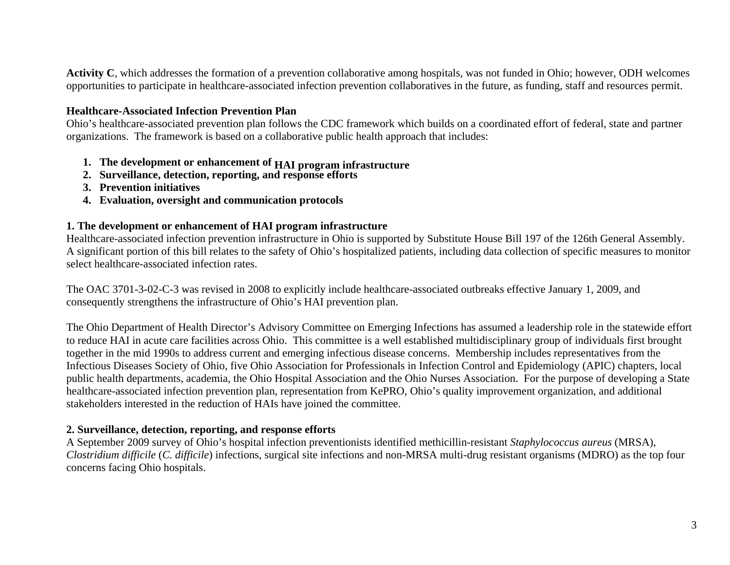**Activity C**, which addresses the formation of a prevention collaborative among hospitals, was not funded in Ohio; however, ODH welcomes opportunities to participate in healthcare-associated infection prevention collaboratives in the future, as funding, staff and resources permit.

**Healthcare-Associated Infection Prevention Plan**

Ohio's healthcare-associated prevention plan follows the CDC framework which builds on a coordinated effort of federal, state and partner organizations. The framework is based on a collaborative public health approach that includes:

1. **The development or enhancement of HAI program infrastructure**
2. **Surveillance, detection, reporting, and response efforts**
3. **Prevention initiatives**
4. **Evaluation, oversight and communication protocols**

**1. The development or enhancement of HAI program infrastructure**

Healthcare-associated infection prevention infrastructure in Ohio is supported by Substitute House Bill 197 of the 126th General Assembly. A significant portion of this bill relates to the safety of Ohio's hospitalized patients, including data collection of specific measures to monitor select healthcare-associated infection rates.

The OAC 3701-3-02-C-3 was revised in 2008 to explicitly include healthcare-associated outbreaks effective January 1, 2009, and consequently strengthens the infrastructure of Ohio's HAI prevention plan.

The Ohio Department of Health Director's Advisory Committee on Emerging Infections has assumed a leadership role in the statewide effort to reduce HAI in acute care facilities across Ohio. This committee is a well established multidisciplinary group of individuals first brought together in the mid 1990s to address current and emerging infectious disease concerns. Membership includes representatives from the Infectious Diseases Society of Ohio, five Ohio Association for Professionals in Infection Control and Epidemiology (APIC) chapters, local public health departments, academia, the Ohio Hospital Association and the Ohio Nurses Association. For the purpose of developing a State healthcare-associated infection prevention plan, representation from KePRO, Ohio's quality improvement organization, and additional stakeholders interested in the reduction of HAIs have joined the committee.

**2. Surveillance, detection, reporting, and response efforts**

A September 2009 survey of Ohio's hospital infection preventionists identified methicillin-resistant *Staphylococcus aureus* (MRSA), *Clostridium difficile* (*C. difficile*) infections, surgical site infections and non-MRSA multi-drug resistant organisms (MDRO) as the top four concerns facing Ohio hospitals.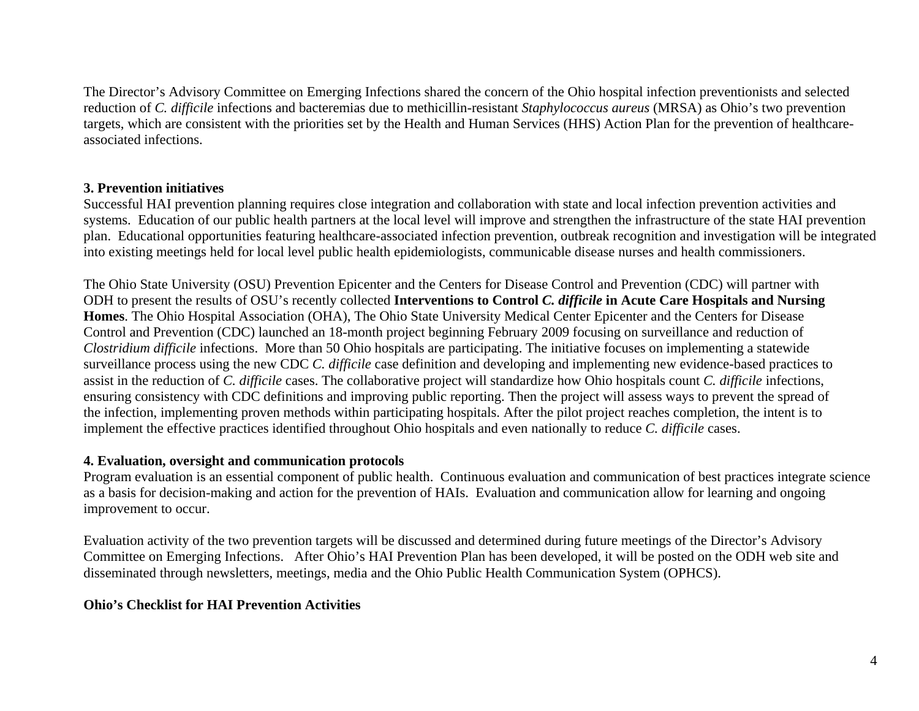The Director's Advisory Committee on Emerging Infections shared the concern of the Ohio hospital infection preventionists and selected reduction of *C. difficile* infections and bacteremias due to methicillin-resistant *Staphylococcus aureus* (MRSA) as Ohio's two prevention targets, which are consistent with the priorities set by the Health and Human Services (HHS) Action Plan for the prevention of healthcare-associated infections.

**3. Prevention initiatives**

Successful HAI prevention planning requires close integration and collaboration with state and local infection prevention activities and systems. Education of our public health partners at the local level will improve and strengthen the infrastructure of the state HAI prevention plan. Educational opportunities featuring healthcare-associated infection prevention, outbreak recognition and investigation will be integrated into existing meetings held for local level public health epidemiologists, communicable disease nurses and health commissioners.

The Ohio State University (OSU) Prevention Epicenter and the Centers for Disease Control and Prevention (CDC) will partner with ODH to present the results of OSU's recently collected **Interventions to Control *C. difficile* in Acute Care Hospitals and Nursing Homes**. The Ohio Hospital Association (OHA), The Ohio State University Medical Center Epicenter and the Centers for Disease Control and Prevention (CDC) launched an 18-month project beginning February 2009 focusing on surveillance and reduction of *Clostridium difficile* infections. More than 50 Ohio hospitals are participating. The initiative focuses on implementing a statewide surveillance process using the new CDC *C. difficile* case definition and developing and implementing new evidence-based practices to assist in the reduction of *C. difficile* cases. The collaborative project will standardize how Ohio hospitals count *C. difficile* infections, ensuring consistency with CDC definitions and improving public reporting. Then the project will assess ways to prevent the spread of the infection, implementing proven methods within participating hospitals. After the pilot project reaches completion, the intent is to implement the effective practices identified throughout Ohio hospitals and even nationally to reduce *C. difficile* cases.

**4. Evaluation, oversight and communication protocols**

Program evaluation is an essential component of public health. Continuous evaluation and communication of best practices integrate science as a basis for decision-making and action for the prevention of HAIs. Evaluation and communication allow for learning and ongoing improvement to occur.

Evaluation activity of the two prevention targets will be discussed and determined during future meetings of the Director's Advisory Committee on Emerging Infections. After Ohio's HAI Prevention Plan has been developed, it will be posted on the ODH web site and disseminated through newsletters, meetings, media and the Ohio Public Health Communication System (OPHCS).

**Ohio's Checklist for HAI Prevention Activities**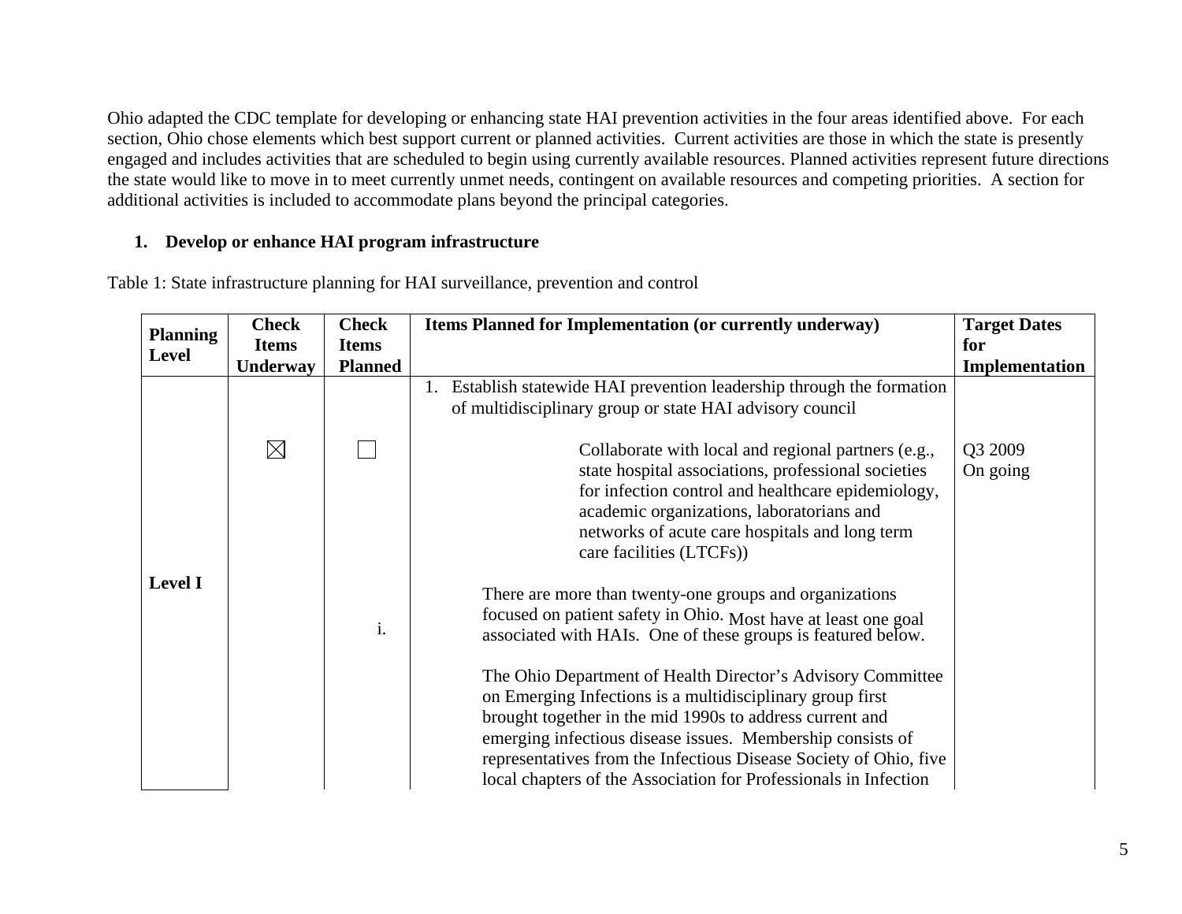Ohio adapted the CDC template for developing or enhancing state HAI prevention activities in the four areas identified above. For each section, Ohio chose elements which best support current or planned activities. Current activities are those in which the state is presently engaged and includes activities that are scheduled to begin using currently available resources. Planned activities represent future directions the state would like to move in to meet currently unmet needs, contingent on available resources and competing priorities. A section for additional activities is included to accommodate plans beyond the principal categories.

1. **Develop or enhance HAI program infrastructure**

Table 1: State infrastructure planning for HAI surveillance, prevention and control

| Planning Level | Check Items Underway | Check Items Planned | Items Planned for Implementation (or currently underway) | Target Dates for Implementation |
|---|---|---|---|---|
| Level I | | | 1. Establish statewide HAI prevention leadership through the formation of multidisciplinary group or state HAI advisory council | |
| | ☒ | ☐ | i. Collaborate with local and regional partners (e.g., state hospital associations, professional societies for infection control and healthcare epidemiology, academic organizations, laboratorians and networks of acute care hospitals and long term care facilities (LTCFs)) | Q3 2009 On going |
| | | | There are more than twenty-one groups and organizations focused on patient safety in Ohio. Most have at least one goal associated with HAIs. One of these groups is featured below.<br><br>The Ohio Department of Health Director's Advisory Committee on Emerging Infections is a multidisciplinary group first brought together in the mid 1990s to address current and emerging infectious disease issues. Membership consists of representatives from the Infectious Disease Society of Ohio, five local chapters of the Association for Professionals in Infection | |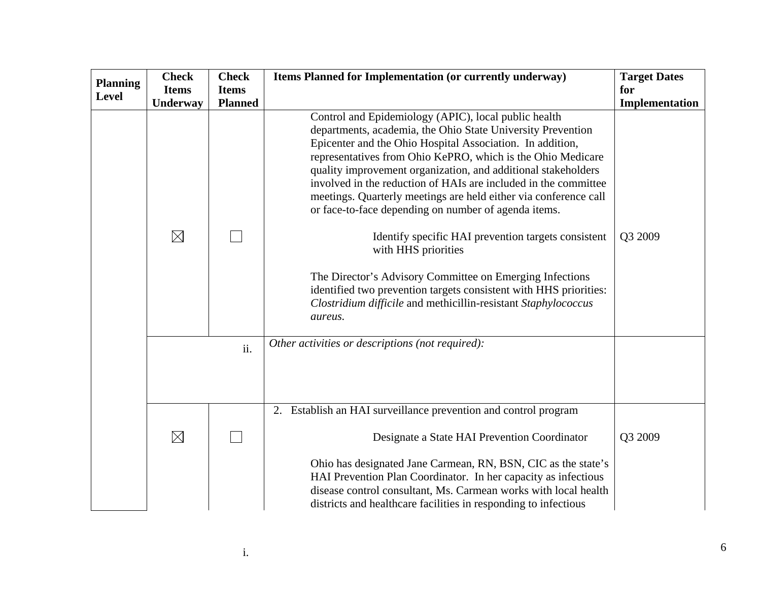| Planning Level | Check Items Underway | Check Items Planned | Items Planned for Implementation (or currently underway) | Target Dates for Implementation |
|---|---|---|---|---|
| | | | Control and Epidemiology (APIC), local public health departments, academia, the Ohio State University Prevention Epicenter and the Ohio Hospital Association. In addition, representatives from Ohio KePRO, which is the Ohio Medicare quality improvement organization, and additional stakeholders involved in the reduction of HAIs are included in the committee meetings. Quarterly meetings are held either via conference call or face-to-face depending on number of agenda items. | |
| | ☒ | ☐ | Identify specific HAI prevention targets consistent with HHS priorities | Q3 2009 |
| | | | The Director's Advisory Committee on Emerging Infections identified two prevention targets consistent with HHS priorities: *Clostridium difficile* and methicillin-resistant *Staphylococcus aureus.* | |
| | ii. | | *Other activities or descriptions (not required):* | |
| | | | 2. Establish an HAI surveillance prevention and control program | |
| | ☒ | ☐ | i. Designate a State HAI Prevention Coordinator | Q3 2009 |
| | | | Ohio has designated Jane Carmean, RN, BSN, CIC as the state's HAI Prevention Plan Coordinator. In her capacity as infectious disease control consultant, Ms. Carmean works with local health districts and healthcare facilities in responding to infectious | |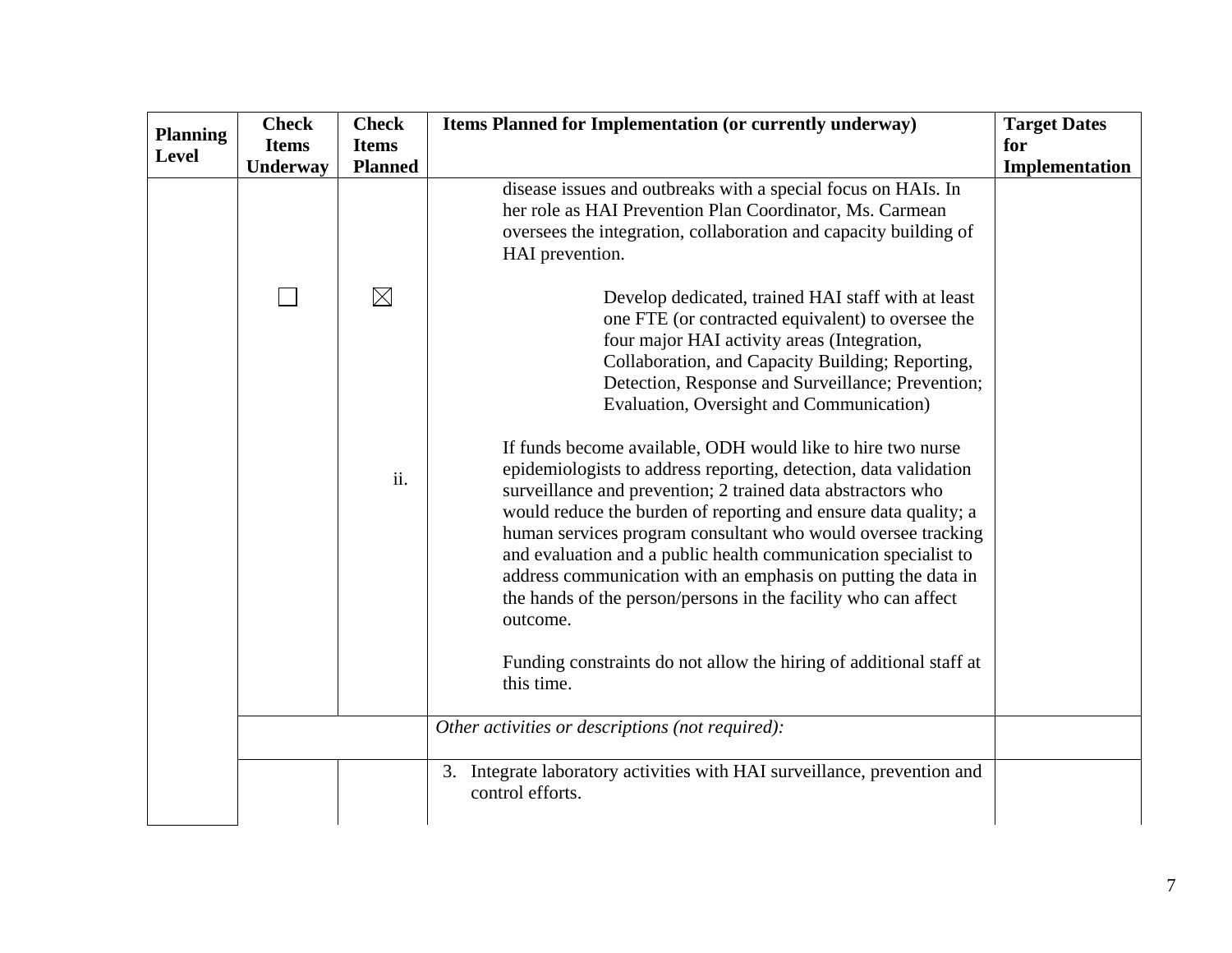| Planning Level | Check Items Underway | Check Items Planned | Items Planned for Implementation (or currently underway) | Target Dates for Implementation |
|---|---|---|---|---|
| | | | disease issues and outbreaks with a special focus on HAIs. In her role as HAI Prevention Plan Coordinator, Ms. Carmean oversees the integration, collaboration and capacity building of HAI prevention. | |
| | ☐ | ☒ ii. | Develop dedicated, trained HAI staff with at least one FTE (or contracted equivalent) to oversee the four major HAI activity areas (Integration, Collaboration, and Capacity Building; Reporting, Detection, Response and Surveillance; Prevention; Evaluation, Oversight and Communication)<br><br>If funds become available, ODH would like to hire two nurse epidemiologists to address reporting, detection, data validation surveillance and prevention; 2 trained data abstractors who would reduce the burden of reporting and ensure data quality; a human services program consultant who would oversee tracking and evaluation and a public health communication specialist to address communication with an emphasis on putting the data in the hands of the person/persons in the facility who can affect outcome.<br><br>Funding constraints do not allow the hiring of additional staff at this time. | |
| | | | *Other activities or descriptions (not required):* | |
| | | | 3. Integrate laboratory activities with HAI surveillance, prevention and control efforts. | |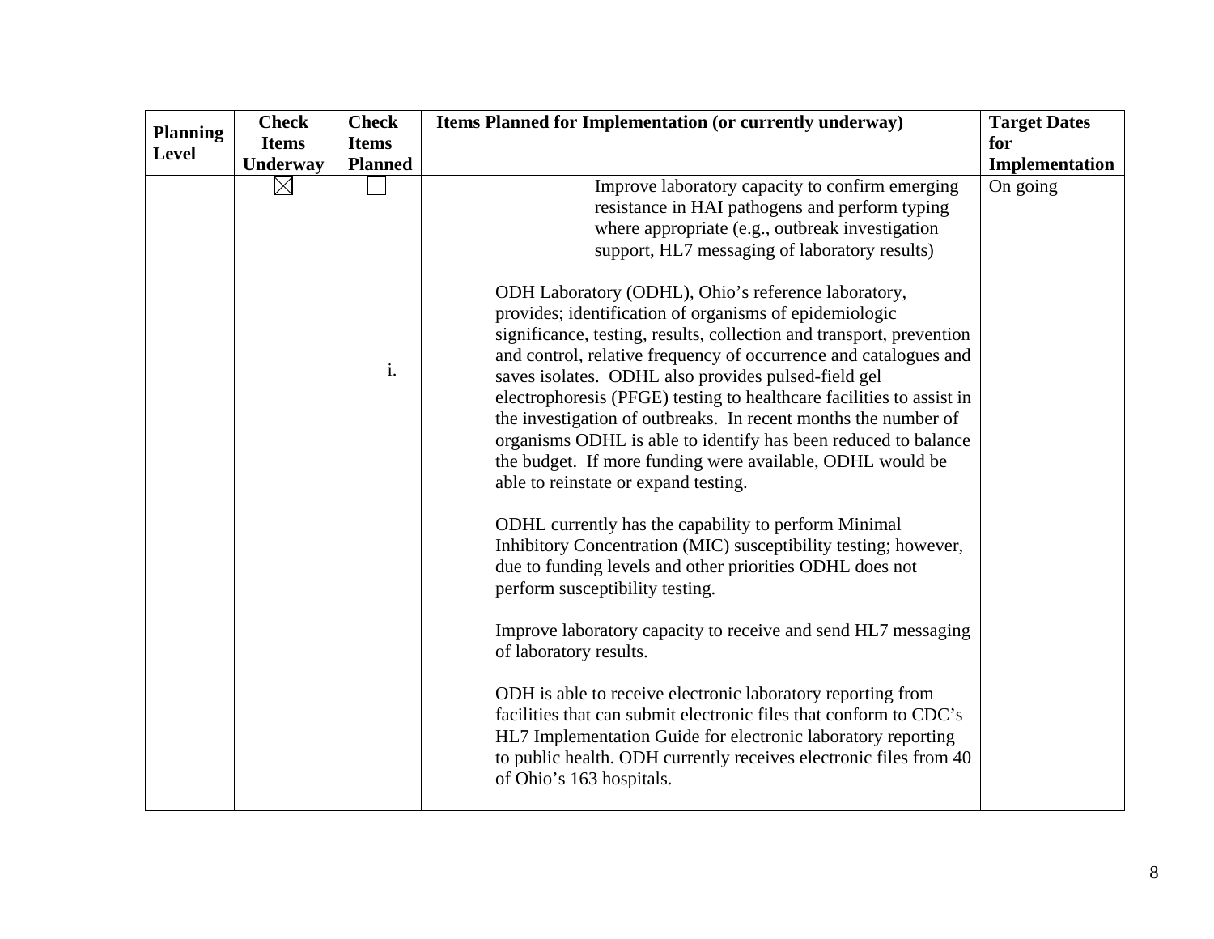| Planning Level | Check Items Underway | Check Items Planned | Items Planned for Implementation (or currently underway) | Target Dates for Implementation |
|---|---|---|---|---|
| | ☒ | ☐ i. | Improve laboratory capacity to confirm emerging resistance in HAI pathogens and perform typing where appropriate (e.g., outbreak investigation support, HL7 messaging of laboratory results)<br><br>ODH Laboratory (ODHL), Ohio's reference laboratory, provides; identification of organisms of epidemiologic significance, testing, results, collection and transport, prevention and control, relative frequency of occurrence and catalogues and saves isolates. ODHL also provides pulsed-field gel electrophoresis (PFGE) testing to healthcare facilities to assist in the investigation of outbreaks. In recent months the number of organisms ODHL is able to identify has been reduced to balance the budget. If more funding were available, ODHL would be able to reinstate or expand testing.<br><br>ODHL currently has the capability to perform Minimal Inhibitory Concentration (MIC) susceptibility testing; however, due to funding levels and other priorities ODHL does not perform susceptibility testing.<br><br>Improve laboratory capacity to receive and send HL7 messaging of laboratory results.<br><br>ODH is able to receive electronic laboratory reporting from facilities that can submit electronic files that conform to CDC's HL7 Implementation Guide for electronic laboratory reporting to public health. ODH currently receives electronic files from 40 of Ohio's 163 hospitals. | On going |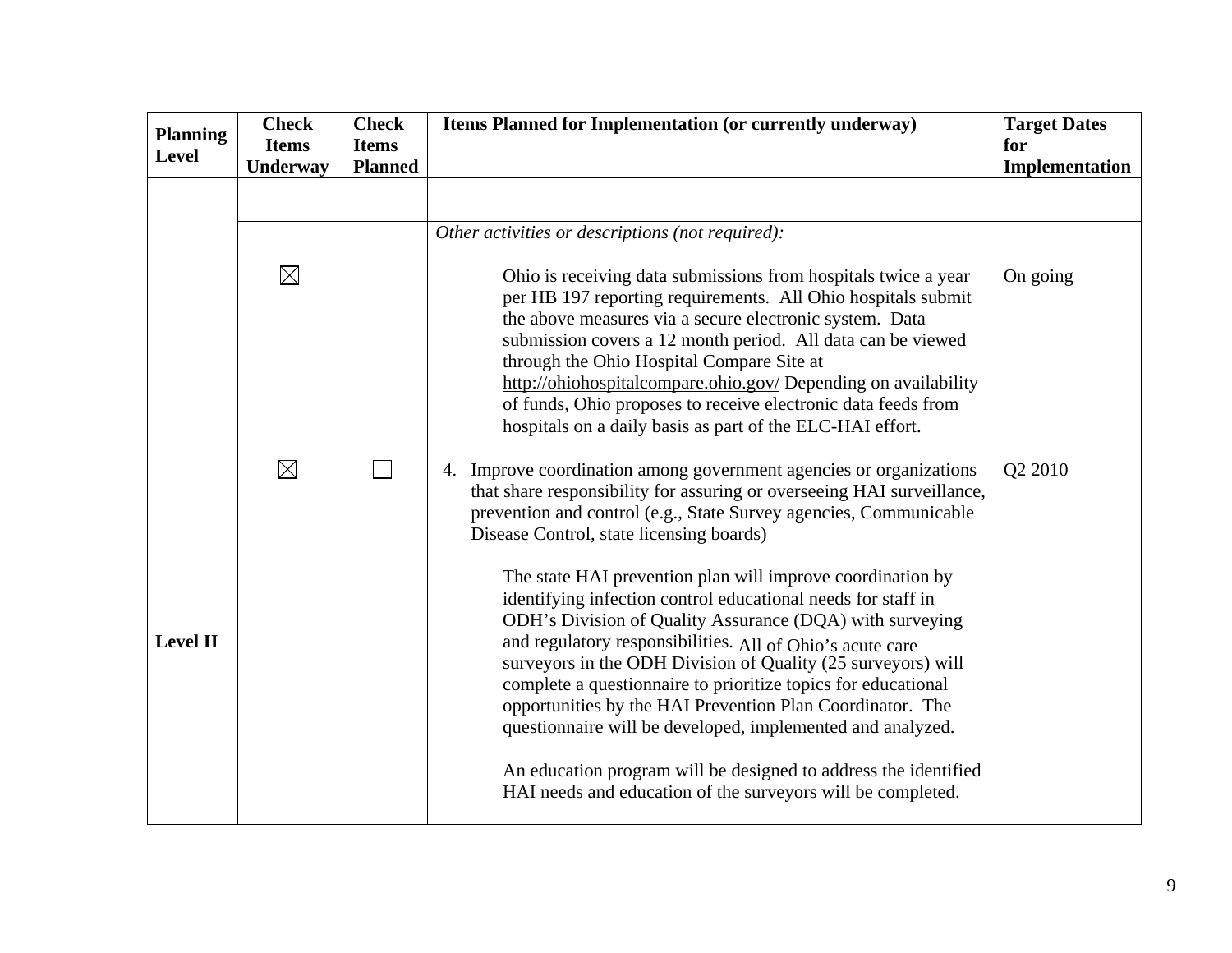| Planning Level | Check Items Underway | Check Items Planned | Items Planned for Implementation (or currently underway) | Target Dates for Implementation |
|---|---|---|---|---|
| | | | | |
| | ☒ | | *Other activities or descriptions (not required):*<br><br>Ohio is receiving data submissions from hospitals twice a year per HB 197 reporting requirements. All Ohio hospitals submit the above measures via a secure electronic system. Data submission covers a 12 month period. All data can be viewed through the Ohio Hospital Compare Site at http://ohiohospitalcompare.ohio.gov/ Depending on availability of funds, Ohio proposes to receive electronic data feeds from hospitals on a daily basis as part of the ELC-HAI effort. | On going |
| **Level II** | ☒ | ☐ | 4. Improve coordination among government agencies or organizations that share responsibility for assuring or overseeing HAI surveillance, prevention and control (e.g., State Survey agencies, Communicable Disease Control, state licensing boards)<br><br>The state HAI prevention plan will improve coordination by identifying infection control educational needs for staff in ODH's Division of Quality Assurance (DQA) with surveying and regulatory responsibilities. All of Ohio's acute care surveyors in the ODH Division of Quality (25 surveyors) will complete a questionnaire to prioritize topics for educational opportunities by the HAI Prevention Plan Coordinator. The questionnaire will be developed, implemented and analyzed.<br><br>An education program will be designed to address the identified HAI needs and education of the surveyors will be completed. | Q2 2010 |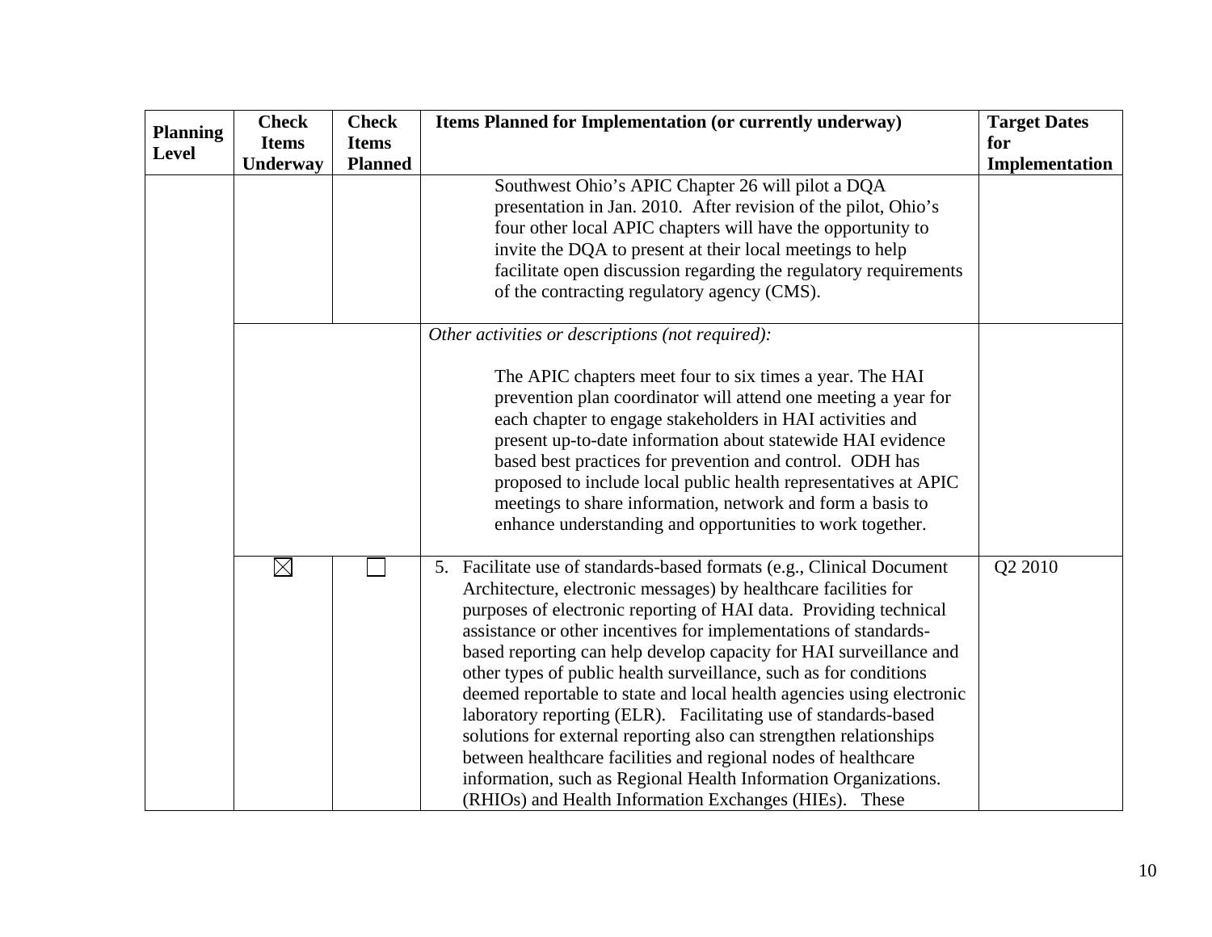| Planning Level | Check Items Underway | Check Items Planned | Items Planned for Implementation (or currently underway) | Target Dates for Implementation |
|---|---|---|---|---|
| | | | Southwest Ohio's APIC Chapter 26 will pilot a DQA presentation in Jan. 2010. After revision of the pilot, Ohio's four other local APIC chapters will have the opportunity to invite the DQA to present at their local meetings to help facilitate open discussion regarding the regulatory requirements of the contracting regulatory agency (CMS). | |
| | | | *Other activities or descriptions (not required):* The APIC chapters meet four to six times a year. The HAI prevention plan coordinator will attend one meeting a year for each chapter to engage stakeholders in HAI activities and present up-to-date information about statewide HAI evidence based best practices for prevention and control. ODH has proposed to include local public health representatives at APIC meetings to share information, network and form a basis to enhance understanding and opportunities to work together. | |
| | ☒ | ☐ | 5. Facilitate use of standards-based formats (e.g., Clinical Document Architecture, electronic messages) by healthcare facilities for purposes of electronic reporting of HAI data. Providing technical assistance or other incentives for implementations of standards-based reporting can help develop capacity for HAI surveillance and other types of public health surveillance, such as for conditions deemed reportable to state and local health agencies using electronic laboratory reporting (ELR). Facilitating use of standards-based solutions for external reporting also can strengthen relationships between healthcare facilities and regional nodes of healthcare information, such as Regional Health Information Organizations. (RHIOs) and Health Information Exchanges (HIEs). These | Q2 2010 |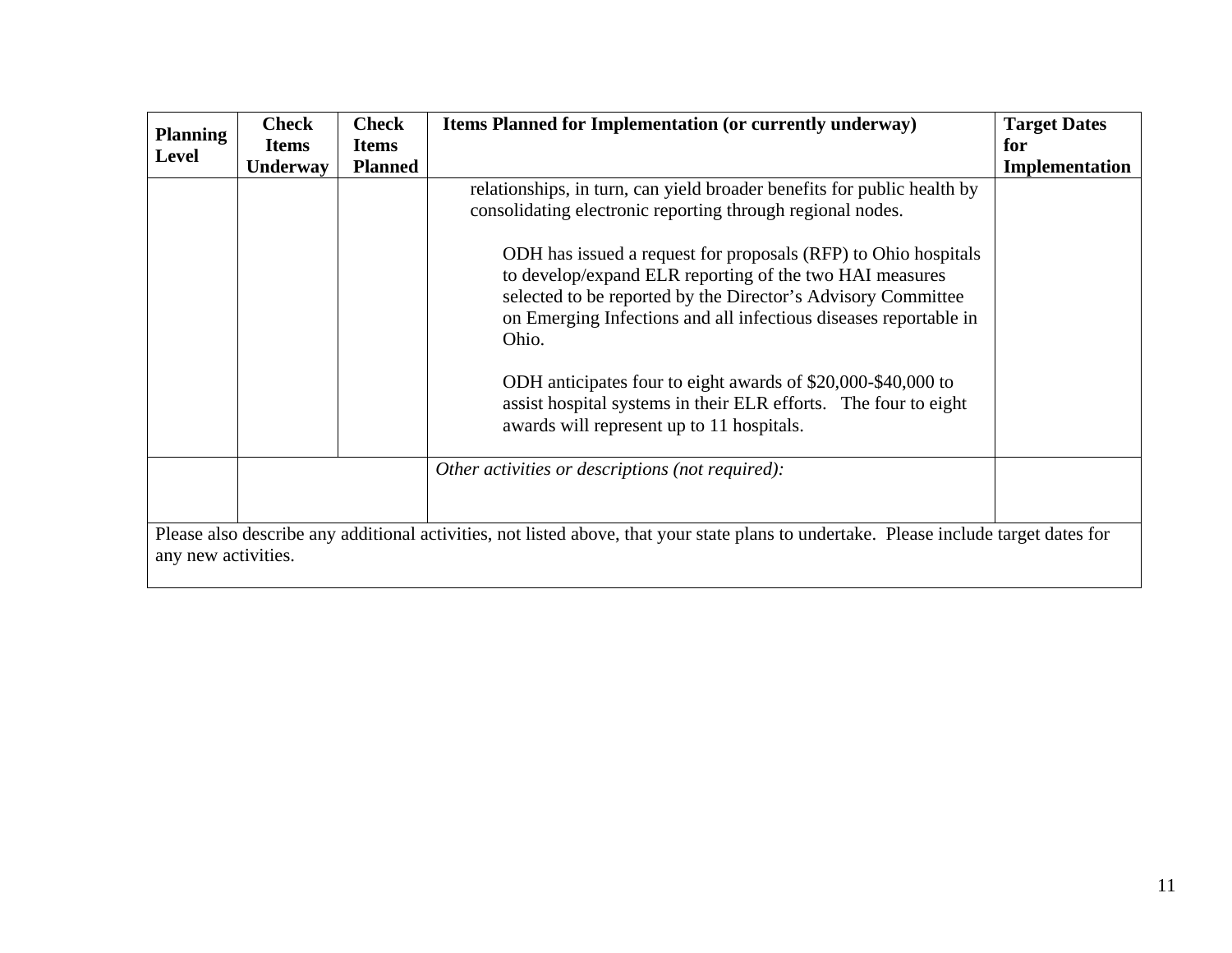| Planning Level | Check Items Underway | Check Items Planned | Items Planned for Implementation (or currently underway) | Target Dates for Implementation |
|---|---|---|---|---|
| | | | relationships, in turn, can yield broader benefits for public health by consolidating electronic reporting through regional nodes.<br><br>ODH has issued a request for proposals (RFP) to Ohio hospitals to develop/expand ELR reporting of the two HAI measures selected to be reported by the Director's Advisory Committee on Emerging Infections and all infectious diseases reportable in Ohio.<br><br>ODH anticipates four to eight awards of $20,000-$40,000 to assist hospital systems in their ELR efforts. The four to eight awards will represent up to 11 hospitals. | |
| | | | *Other activities or descriptions (not required):* | |
| Please also describe any additional activities, not listed above, that your state plans to undertake. Please include target dates for any new activities. | | | | |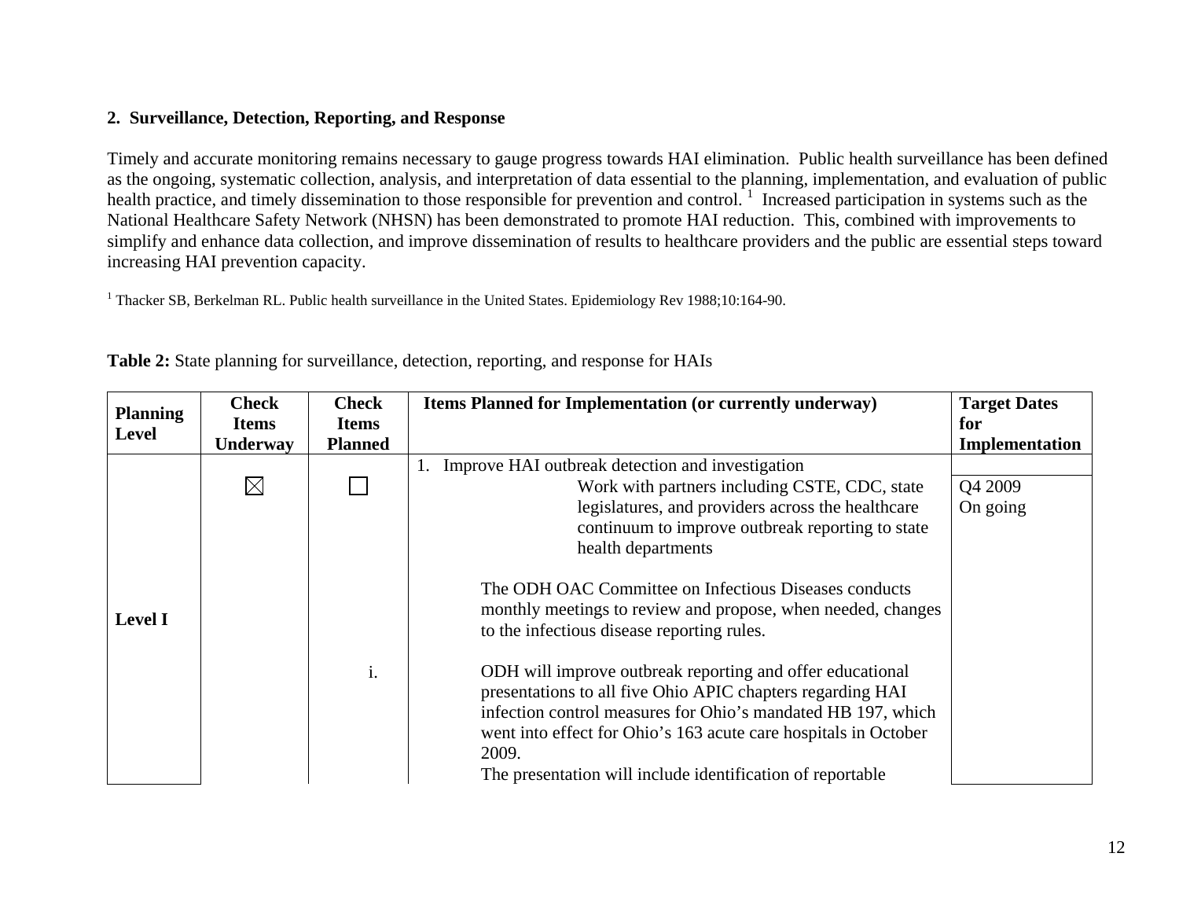## 2. Surveillance, Detection, Reporting, and Response

Timely and accurate monitoring remains necessary to gauge progress towards HAI elimination. Public health surveillance has been defined as the ongoing, systematic collection, analysis, and interpretation of data essential to the planning, implementation, and evaluation of public health practice, and timely dissemination to those responsible for prevention and control.[1] Increased participation in systems such as the National Healthcare Safety Network (NHSN) has been demonstrated to promote HAI reduction. This, combined with improvements to simplify and enhance data collection, and improve dissemination of results to healthcare providers and the public are essential steps toward increasing HAI prevention capacity.

[1] Thacker SB, Berkelman RL. Public health surveillance in the United States. Epidemiology Rev 1988;10:164-90.

**Table 2:** State planning for surveillance, detection, reporting, and response for HAIs

| Planning Level | Check Items Underway | Check Items Planned | Items Planned for Implementation (or currently underway) | Target Dates for Implementation |
|---|---|---|---|---|
| Level I | | | 1. Improve HAI outbreak detection and investigation | |
| | ☒ | ☐ | Work with partners including CSTE, CDC, state legislatures, and providers across the healthcare continuum to improve outbreak reporting to state health departments<br><br>The ODH OAC Committee on Infectious Diseases conducts monthly meetings to review and propose, when needed, changes to the infectious disease reporting rules. | Q4 2009<br>On going |
| | | i. | ODH will improve outbreak reporting and offer educational presentations to all five Ohio APIC chapters regarding HAI infection control measures for Ohio's mandated HB 197, which went into effect for Ohio's 163 acute care hospitals in October 2009.<br>The presentation will include identification of reportable | |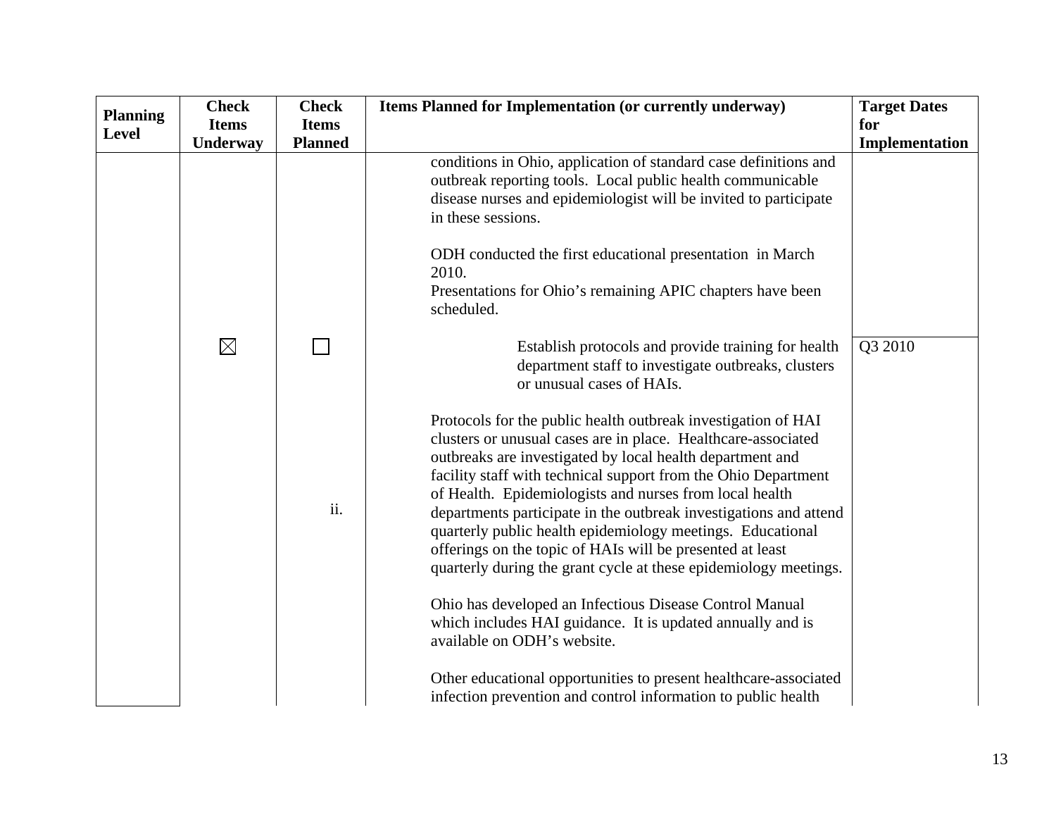| Planning Level | Check Items Underway | Check Items Planned | Items Planned for Implementation (or currently underway) | Target Dates for Implementation |
|---|---|---|---|---|
| | | | conditions in Ohio, application of standard case definitions and outbreak reporting tools. Local public health communicable disease nurses and epidemiologist will be invited to participate in these sessions.<br><br>ODH conducted the first educational presentation in March 2010.<br>Presentations for Ohio's remaining APIC chapters have been scheduled. | |
| | ☒ | ☐<br><br>ii. | Establish protocols and provide training for health department staff to investigate outbreaks, clusters or unusual cases of HAIs.<br><br>Protocols for the public health outbreak investigation of HAI clusters or unusual cases are in place. Healthcare-associated outbreaks are investigated by local health department and facility staff with technical support from the Ohio Department of Health. Epidemiologists and nurses from local health departments participate in the outbreak investigations and attend quarterly public health epidemiology meetings. Educational offerings on the topic of HAIs will be presented at least quarterly during the grant cycle at these epidemiology meetings.<br><br>Ohio has developed an Infectious Disease Control Manual which includes HAI guidance. It is updated annually and is available on ODH's website.<br><br>Other educational opportunities to present healthcare-associated infection prevention and control information to public health | Q3 2010 |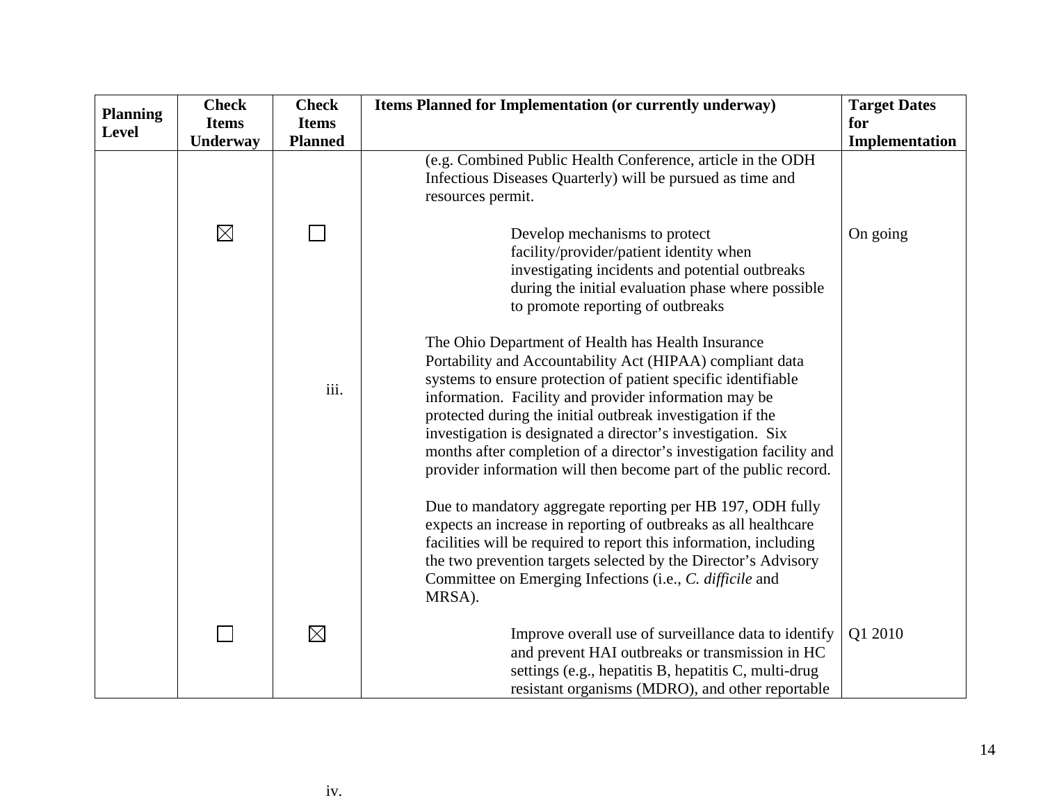| Planning Level | Check Items Underway | Check Items Planned | Items Planned for Implementation (or currently underway) | Target Dates for Implementation |
|---|---|---|---|---|
| | | | (e.g. Combined Public Health Conference, article in the ODH Infectious Diseases Quarterly) will be pursued as time and resources permit. | |
| | ☒ | ☐ | iii. Develop mechanisms to protect facility/provider/patient identity when investigating incidents and potential outbreaks during the initial evaluation phase where possible to promote reporting of outbreaks<br><br>The Ohio Department of Health has Health Insurance Portability and Accountability Act (HIPAA) compliant data systems to ensure protection of patient specific identifiable information. Facility and provider information may be protected during the initial outbreak investigation if the investigation is designated a director's investigation. Six months after completion of a director's investigation facility and provider information will then become part of the public record.<br><br>Due to mandatory aggregate reporting per HB 197, ODH fully expects an increase in reporting of outbreaks as all healthcare facilities will be required to report this information, including the two prevention targets selected by the Director's Advisory Committee on Emerging Infections (i.e., *C. difficile* and MRSA). | On going |
| | ☐ | ☒ | iv. Improve overall use of surveillance data to identify and prevent HAI outbreaks or transmission in HC settings (e.g., hepatitis B, hepatitis C, multi-drug resistant organisms (MDRO), and other reportable | Q1 2010 |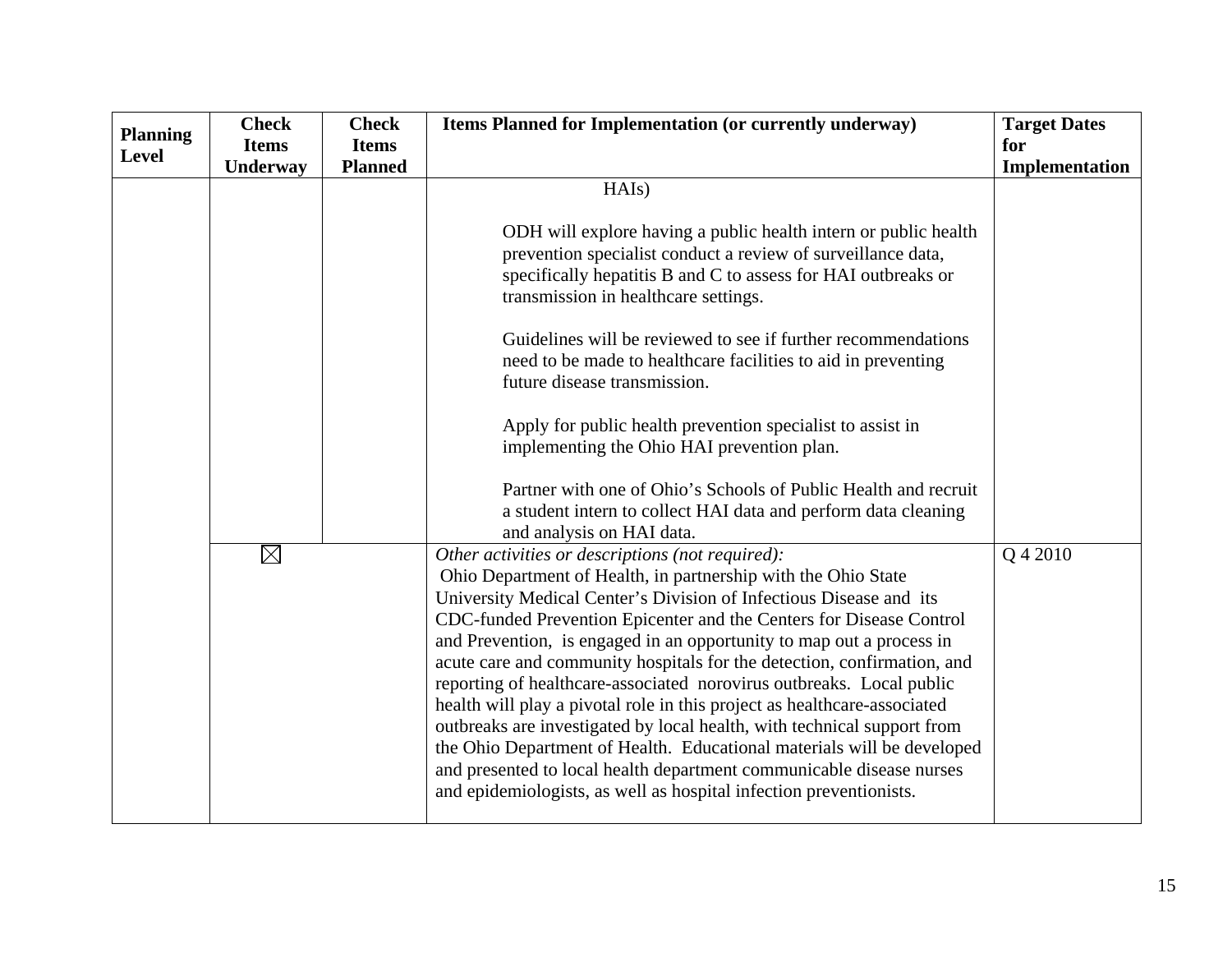| Planning Level | Check Items Underway | Check Items Planned | Items Planned for Implementation (or currently underway) | Target Dates for Implementation |
|---|---|---|---|---|
| | | | HAIs)<br><br>ODH will explore having a public health intern or public health prevention specialist conduct a review of surveillance data, specifically hepatitis B and C to assess for HAI outbreaks or transmission in healthcare settings.<br><br>Guidelines will be reviewed to see if further recommendations need to be made to healthcare facilities to aid in preventing future disease transmission.<br><br>Apply for public health prevention specialist to assist in implementing the Ohio HAI prevention plan.<br><br>Partner with one of Ohio's Schools of Public Health and recruit a student intern to collect HAI data and perform data cleaning and analysis on HAI data. | |
| | ☒ | | *Other activities or descriptions (not required):*<br>Ohio Department of Health, in partnership with the Ohio State University Medical Center's Division of Infectious Disease and its CDC-funded Prevention Epicenter and the Centers for Disease Control and Prevention, is engaged in an opportunity to map out a process in acute care and community hospitals for the detection, confirmation, and reporting of healthcare-associated norovirus outbreaks. Local public health will play a pivotal role in this project as healthcare-associated outbreaks are investigated by local health, with technical support from the Ohio Department of Health. Educational materials will be developed and presented to local health department communicable disease nurses and epidemiologists, as well as hospital infection preventionists. | Q 4 2010 |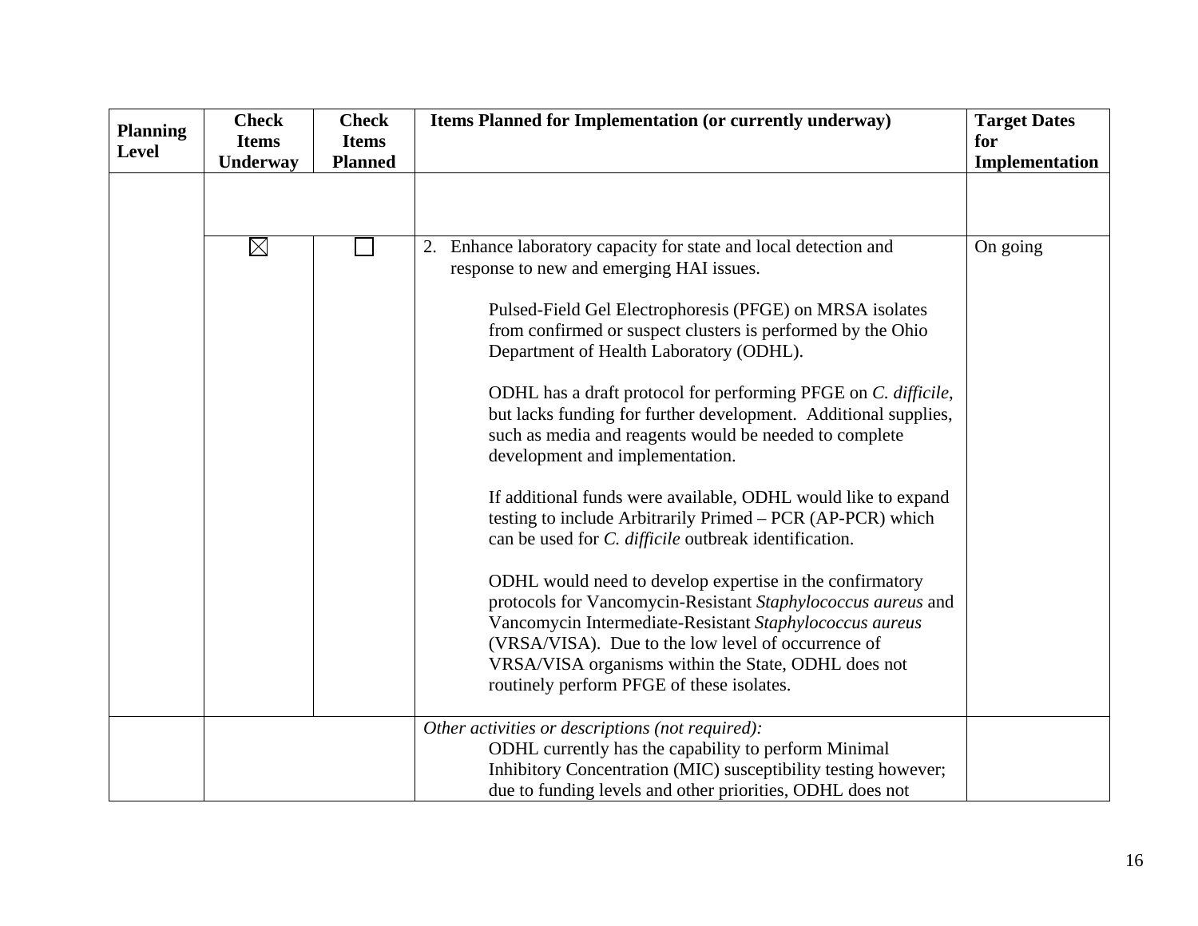| Planning Level | Check Items Underway | Check Items Planned | Items Planned for Implementation (or currently underway) | Target Dates for Implementation |
|---|---|---|---|---|
| | | | | |
| | ☒ | ☐ | 2. Enhance laboratory capacity for state and local detection and response to new and emerging HAI issues.<br><br>Pulsed-Field Gel Electrophoresis (PFGE) on MRSA isolates from confirmed or suspect clusters is performed by the Ohio Department of Health Laboratory (ODHL).<br><br>ODHL has a draft protocol for performing PFGE on *C. difficile*, but lacks funding for further development. Additional supplies, such as media and reagents would be needed to complete development and implementation.<br><br>If additional funds were available, ODHL would like to expand testing to include Arbitrarily Primed – PCR (AP-PCR) which can be used for *C. difficile* outbreak identification.<br><br>ODHL would need to develop expertise in the confirmatory protocols for Vancomycin-Resistant *Staphylococcus aureus* and Vancomycin Intermediate-Resistant *Staphylococcus aureus* (VRSA/VISA). Due to the low level of occurrence of VRSA/VISA organisms within the State, ODHL does not routinely perform PFGE of these isolates. | On going |
| | | | *Other activities or descriptions (not required):*<br>ODHL currently has the capability to perform Minimal Inhibitory Concentration (MIC) susceptibility testing however; due to funding levels and other priorities, ODHL does not | |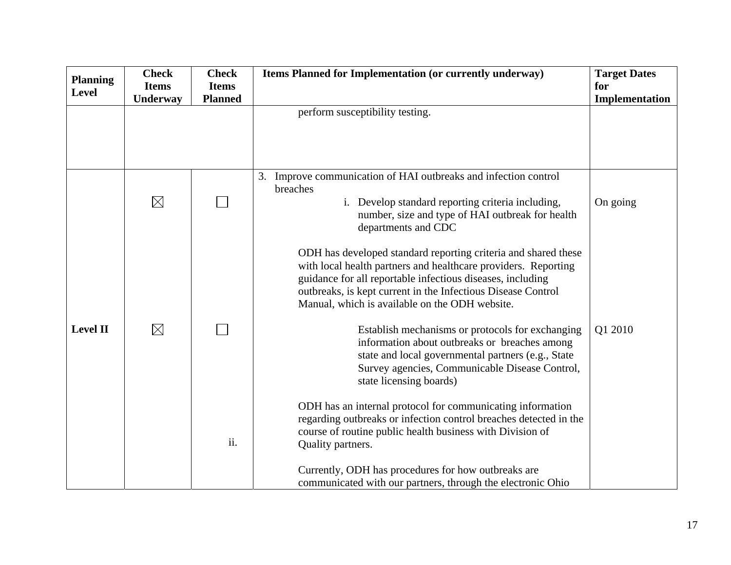| Planning Level | Check Items Underway | Check Items Planned | Items Planned for Implementation (or currently underway) | Target Dates for Implementation |
|---|---|---|---|---|
| | | | perform susceptibility testing. | |
| Level II | ☒ | ☐ | 3. Improve communication of HAI outbreaks and infection control breaches<br>i. Develop standard reporting criteria including, number, size and type of HAI outbreak for health departments and CDC<br><br>ODH has developed standard reporting criteria and shared these with local health partners and healthcare providers. Reporting guidance for all reportable infectious diseases, including outbreaks, is kept current in the Infectious Disease Control Manual, which is available on the ODH website. | On going |
| | ☒ | ☐<br>ii. | Establish mechanisms or protocols for exchanging information about outbreaks or breaches among state and local governmental partners (e.g., State Survey agencies, Communicable Disease Control, state licensing boards)<br><br>ODH has an internal protocol for communicating information regarding outbreaks or infection control breaches detected in the course of routine public health business with Division of Quality partners.<br><br>Currently, ODH has procedures for how outbreaks are communicated with our partners, through the electronic Ohio | Q1 2010 |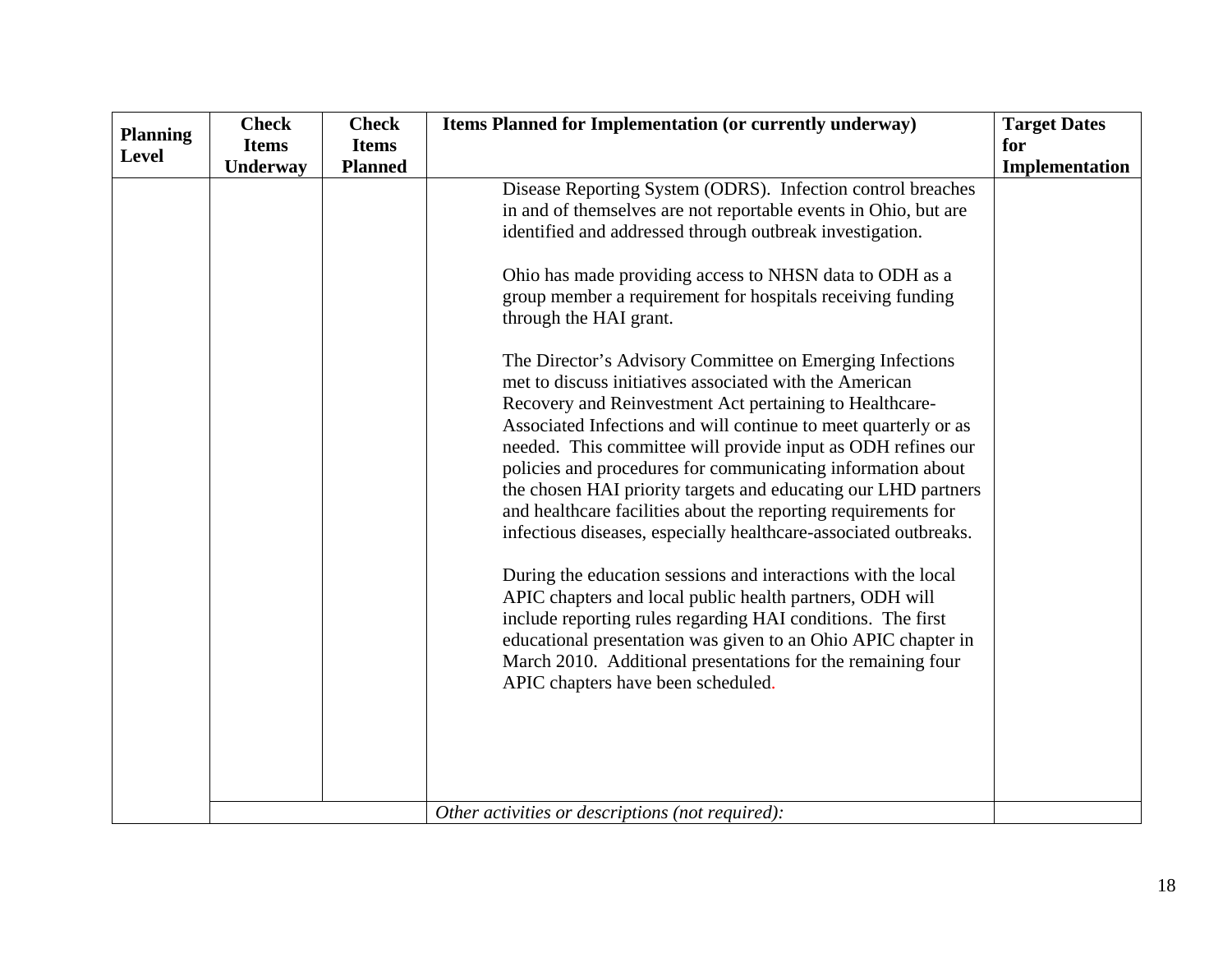| Planning Level | Check Items Underway | Check Items Planned | Items Planned for Implementation (or currently underway) | Target Dates for Implementation |
|---|---|---|---|---|
| | | | Disease Reporting System (ODRS). Infection control breaches in and of themselves are not reportable events in Ohio, but are identified and addressed through outbreak investigation.<br><br>Ohio has made providing access to NHSN data to ODH as a group member a requirement for hospitals receiving funding through the HAI grant.<br><br>The Director's Advisory Committee on Emerging Infections met to discuss initiatives associated with the American Recovery and Reinvestment Act pertaining to Healthcare-Associated Infections and will continue to meet quarterly or as needed. This committee will provide input as ODH refines our policies and procedures for communicating information about the chosen HAI priority targets and educating our LHD partners and healthcare facilities about the reporting requirements for infectious diseases, especially healthcare-associated outbreaks.<br><br>During the education sessions and interactions with the local APIC chapters and local public health partners, ODH will include reporting rules regarding HAI conditions. The first educational presentation was given to an Ohio APIC chapter in March 2010. Additional presentations for the remaining four APIC chapters have been scheduled. | |
| | | | *Other activities or descriptions (not required):* | |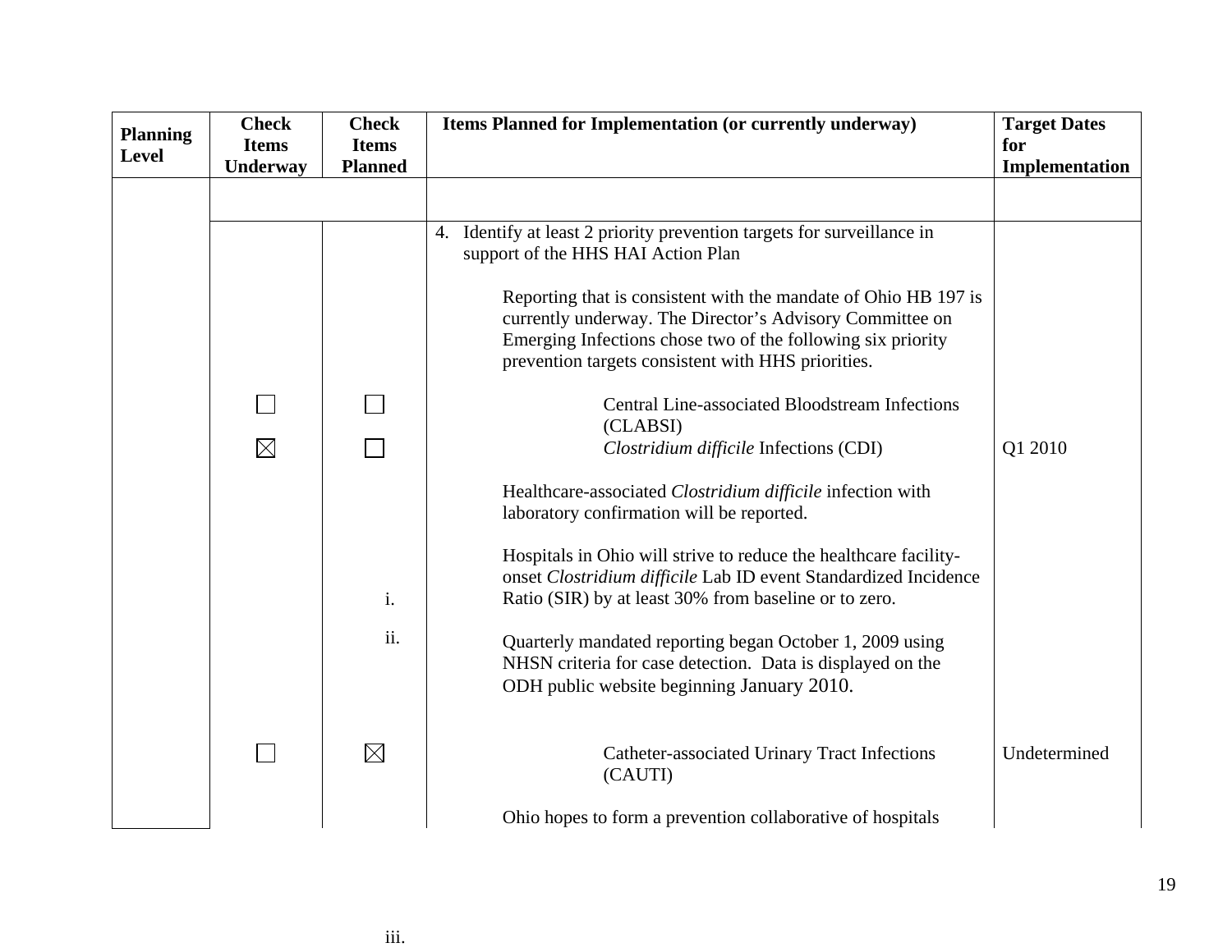| Planning Level | Check Items Underway | Check Items Planned | Items Planned for Implementation (or currently underway) | Target Dates for Implementation |
|---|---|---|---|---|
| | | | | |
| | | | 4. Identify at least 2 priority prevention targets for surveillance in support of the HHS HAI Action Plan<br><br>Reporting that is consistent with the mandate of Ohio HB 197 is currently underway. The Director's Advisory Committee on Emerging Infections chose two of the following six priority prevention targets consistent with HHS priorities. | |
| | ☐ | ☐ | Central Line-associated Bloodstream Infections (CLABSI) | |
| | ☒ | ☐ | *Clostridium difficile* Infections (CDI)<br><br>Healthcare-associated *Clostridium difficile* infection with laboratory confirmation will be reported. | Q1 2010 |
| | | i. | Hospitals in Ohio will strive to reduce the healthcare facility-onset *Clostridium difficile* Lab ID event Standardized Incidence Ratio (SIR) by at least 30% from baseline or to zero. | |
| | | ii. | Quarterly mandated reporting began October 1, 2009 using NHSN criteria for case detection. Data is displayed on the ODH public website beginning January 2010. | |
| | ☐ | ☒ | Catheter-associated Urinary Tract Infections (CAUTI) | Undetermined |
| | | iii. | Ohio hopes to form a prevention collaborative of hospitals | |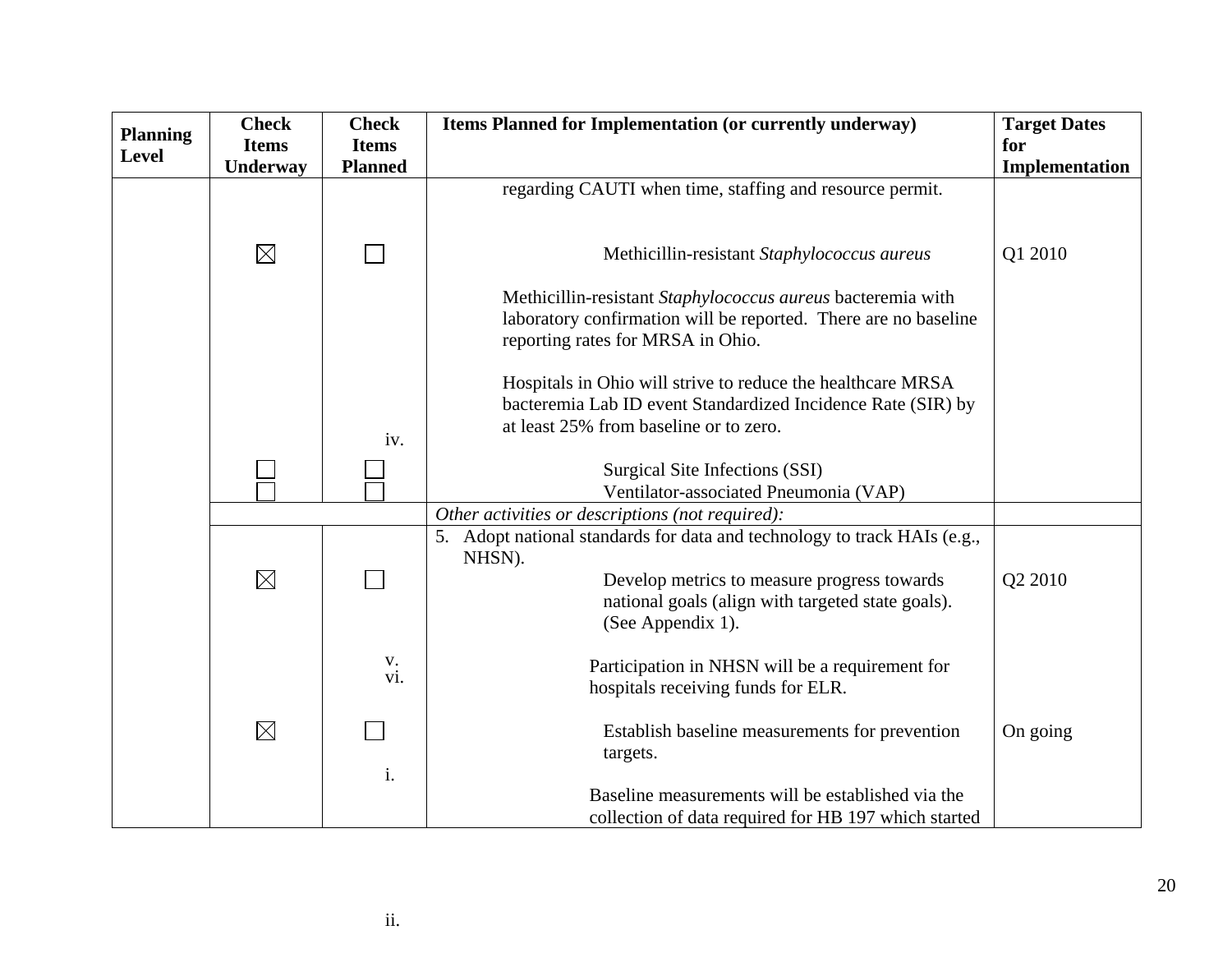| Planning Level | Check Items Underway | Check Items Planned | Items Planned for Implementation (or currently underway) | Target Dates for Implementation |
|---|---|---|---|---|
| | | | regarding CAUTI when time, staffing and resource permit. | |
| | ☒ | ☐ | iv. Methicillin-resistant *Staphylococcus aureus*<br><br>Methicillin-resistant *Staphylococcus aureus* bacteremia with laboratory confirmation will be reported. There are no baseline reporting rates for MRSA in Ohio.<br><br>Hospitals in Ohio will strive to reduce the healthcare MRSA bacteremia Lab ID event Standardized Incidence Rate (SIR) by at least 25% from baseline or to zero. | Q1 2010 |
| | ☐ | ☐ | v. Surgical Site Infections (SSI) | |
| | ☐ | ☐ | vi. Ventilator-associated Pneumonia (VAP) | |
| | | | *Other activities or descriptions (not required):* | |
| | | | 5. Adopt national standards for data and technology to track HAIs (e.g., NHSN). | |
| | ☒ | ☐ | i. Develop metrics to measure progress towards national goals (align with targeted state goals). (See Appendix 1).<br><br>Participation in NHSN will be a requirement for hospitals receiving funds for ELR. | Q2 2010 |
| | ☒ | ☐ | ii. Establish baseline measurements for prevention targets.<br><br>Baseline measurements will be established via the collection of data required for HB 197 which started | On going |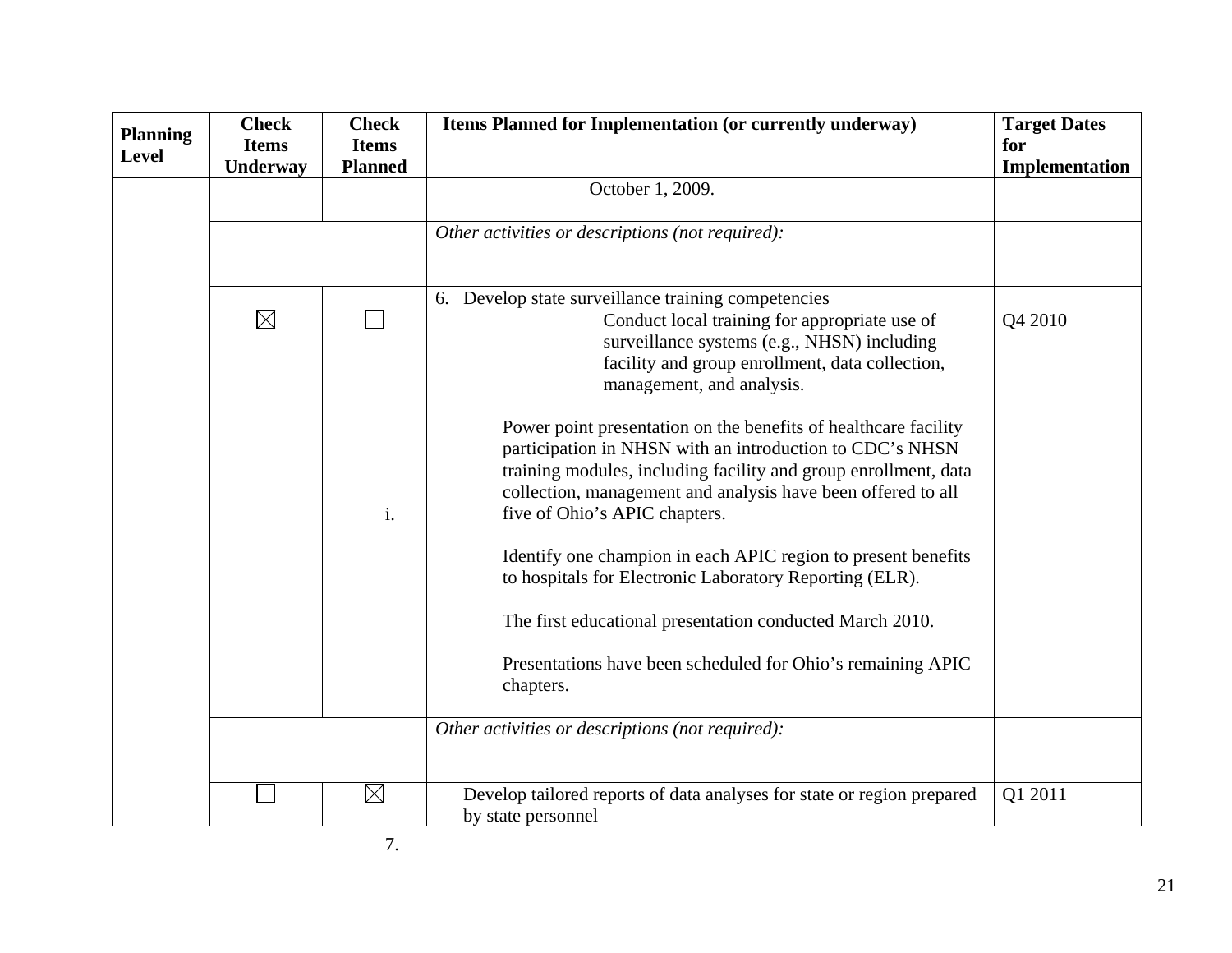| Planning Level | Check Items Underway | Check Items Planned | Items Planned for Implementation (or currently underway) | Target Dates for Implementation |
|---|---|---|---|---|
| | | | October 1, 2009. | |
| | | | *Other activities or descriptions (not required):* | |
| | ☒ | ☐<br>i. | 6. Develop state surveillance training competencies<br>Conduct local training for appropriate use of surveillance systems (e.g., NHSN) including facility and group enrollment, data collection, management, and analysis.<br><br>Power point presentation on the benefits of healthcare facility participation in NHSN with an introduction to CDC's NHSN training modules, including facility and group enrollment, data collection, management and analysis have been offered to all five of Ohio's APIC chapters.<br><br>Identify one champion in each APIC region to present benefits to hospitals for Electronic Laboratory Reporting (ELR).<br><br>The first educational presentation conducted March 2010.<br><br>Presentations have been scheduled for Ohio's remaining APIC chapters. | Q4 2010 |
| | | | *Other activities or descriptions (not required):* | |
| | ☐ | ☒ | Develop tailored reports of data analyses for state or region prepared by state personnel | Q1 2011 |

7.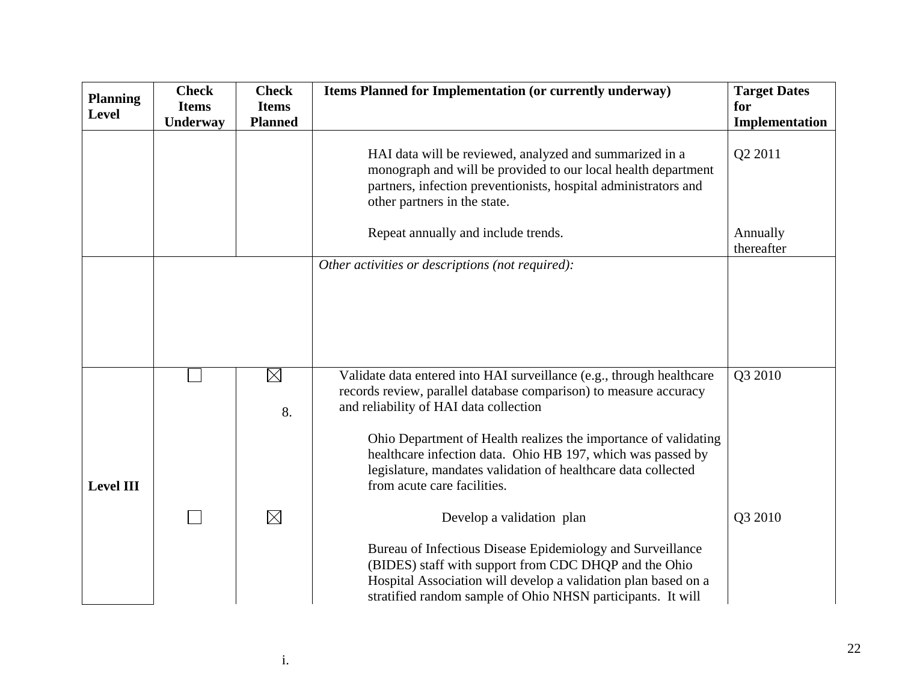| Planning Level | Check Items Underway | Check Items Planned | Items Planned for Implementation (or currently underway) | Target Dates for Implementation |
|---|---|---|---|---|
| | | | HAI data will be reviewed, analyzed and summarized in a monograph and will be provided to our local health department partners, infection preventionists, hospital administrators and other partners in the state. | Q2 2011 |
| | | | Repeat annually and include trends. | Annually thereafter |
| | | | *Other activities or descriptions (not required):* | |
| Level III | ☐ | ☒ 8. | Validate data entered into HAI surveillance (e.g., through healthcare records review, parallel database comparison) to measure accuracy and reliability of HAI data collection | Q3 2010 |
| | | | Ohio Department of Health realizes the importance of validating healthcare infection data. Ohio HB 197, which was passed by legislature, mandates validation of healthcare data collected from acute care facilities. | |
| | ☐ | ☒ | i. Develop a validation plan | Q3 2010 |
| | | | Bureau of Infectious Disease Epidemiology and Surveillance (BIDES) staff with support from CDC DHQP and the Ohio Hospital Association will develop a validation plan based on a stratified random sample of Ohio NHSN participants. It will | |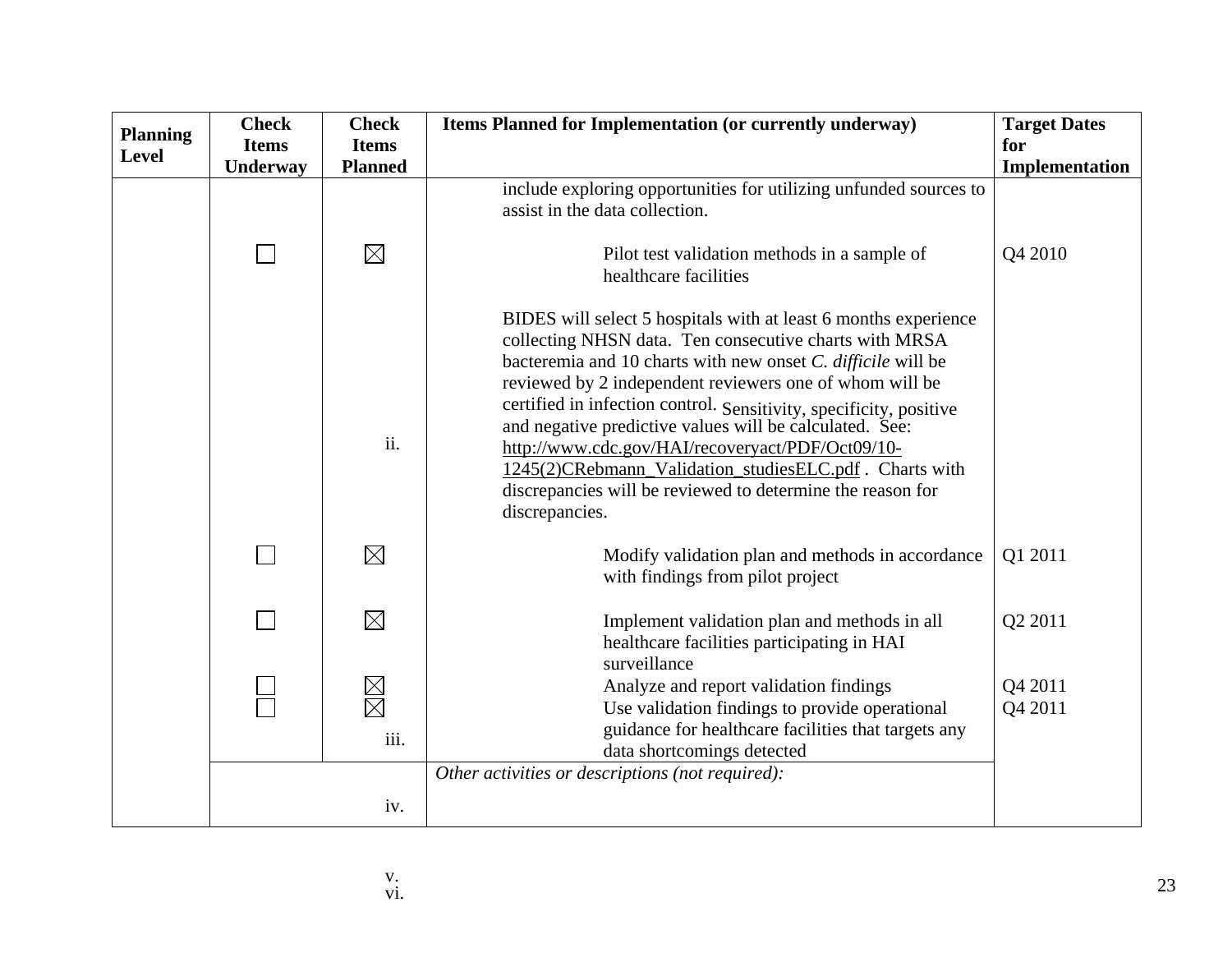| Planning Level | Check Items Underway | Check Items Planned | Items Planned for Implementation (or currently underway) | Target Dates for Implementation |
|---|---|---|---|---|
| | | | include exploring opportunities for utilizing unfunded sources to assist in the data collection. | |
| | ☐ | ☒ | ii. Pilot test validation methods in a sample of healthcare facilities<br><br>BIDES will select 5 hospitals with at least 6 months experience collecting NHSN data. Ten consecutive charts with MRSA bacteremia and 10 charts with new onset *C. difficile* will be reviewed by 2 independent reviewers one of whom will be certified in infection control. Sensitivity, specificity, positive and negative predictive values will be calculated. See: http://www.cdc.gov/HAI/recoveryact/PDF/Oct09/10-1245(2)CRebmann_Validation_studiesELC.pdf . Charts with discrepancies will be reviewed to determine the reason for discrepancies. | Q4 2010 |
| | ☐ | ☒ | Modify validation plan and methods in accordance with findings from pilot project | Q1 2011 |
| | ☐ | ☒ | Implement validation plan and methods in all healthcare facilities participating in HAI surveillance | Q2 2011 |
| | ☐ | ☒ | Analyze and report validation findings | Q4 2011 |
| | ☐ | ☒ | iii. Use validation findings to provide operational guidance for healthcare facilities that targets any data shortcomings detected | Q4 2011 |
| | | iv. | *Other activities or descriptions (not required):* | |

v.
vi.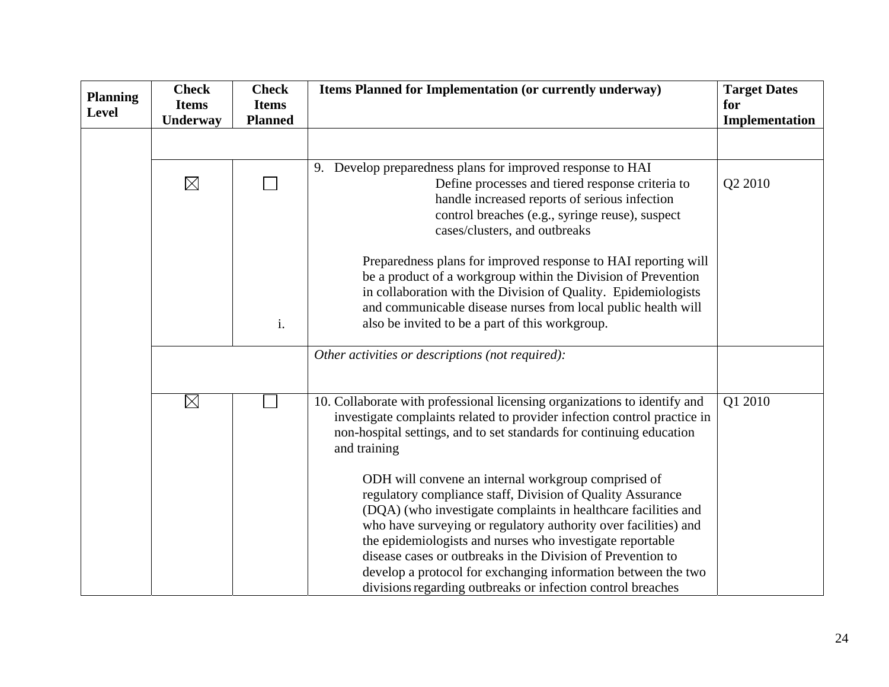| Planning Level | Check Items Underway | Check Items Planned | Items Planned for Implementation (or currently underway) | Target Dates for Implementation |
|---|---|---|---|---|
| | | | | |
| | ☒ | ☐ i. | 9. Develop preparedness plans for improved response to HAI<br>Define processes and tiered response criteria to handle increased reports of serious infection control breaches (e.g., syringe reuse), suspect cases/clusters, and outbreaks<br><br>Preparedness plans for improved response to HAI reporting will be a product of a workgroup within the Division of Prevention in collaboration with the Division of Quality. Epidemiologists and communicable disease nurses from local public health will also be invited to be a part of this workgroup. | Q2 2010 |
| | | | *Other activities or descriptions (not required):* | |
| | ☒ | ☐ | 10. Collaborate with professional licensing organizations to identify and investigate complaints related to provider infection control practice in non-hospital settings, and to set standards for continuing education and training<br><br>ODH will convene an internal workgroup comprised of regulatory compliance staff, Division of Quality Assurance (DQA) (who investigate complaints in healthcare facilities and who have surveying or regulatory authority over facilities) and the epidemiologists and nurses who investigate reportable disease cases or outbreaks in the Division of Prevention to develop a protocol for exchanging information between the two divisions regarding outbreaks or infection control breaches | Q1 2010 |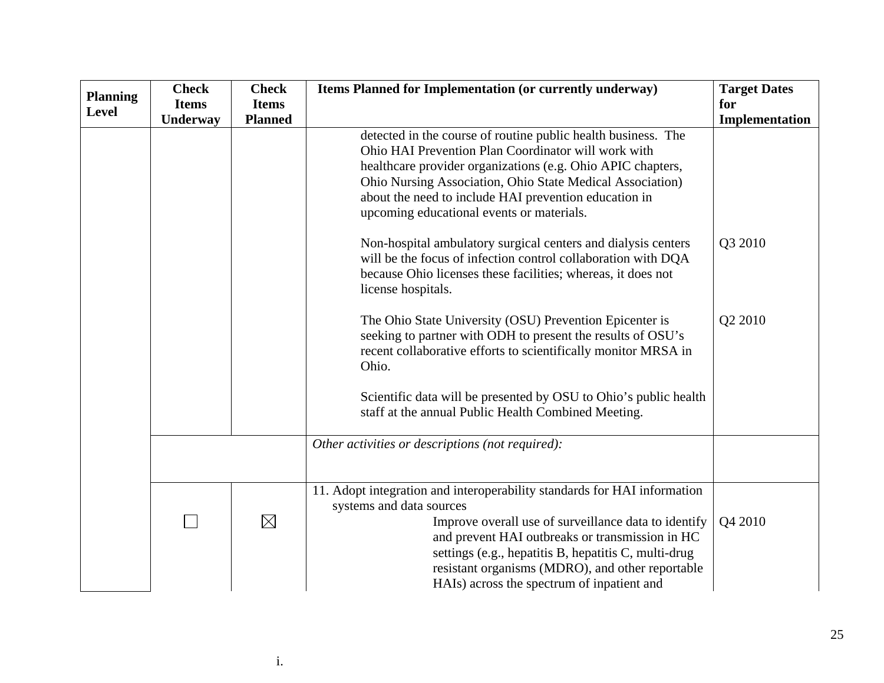| Planning Level | Check Items Underway | Check Items Planned | Items Planned for Implementation (or currently underway) | Target Dates for Implementation |
|---|---|---|---|---|
| | | | detected in the course of routine public health business. The Ohio HAI Prevention Plan Coordinator will work with healthcare provider organizations (e.g. Ohio APIC chapters, Ohio Nursing Association, Ohio State Medical Association) about the need to include HAI prevention education in upcoming educational events or materials. | |
| | | | Non-hospital ambulatory surgical centers and dialysis centers will be the focus of infection control collaboration with DQA because Ohio licenses these facilities; whereas, it does not license hospitals. | Q3 2010 |
| | | | The Ohio State University (OSU) Prevention Epicenter is seeking to partner with ODH to present the results of OSU's recent collaborative efforts to scientifically monitor MRSA in Ohio. | Q2 2010 |
| | | | Scientific data will be presented by OSU to Ohio's public health staff at the annual Public Health Combined Meeting. | |
| | | | *Other activities or descriptions (not required):* | |
| | ☐ | ☒ | 11. Adopt integration and interoperability standards for HAI information systems and data sources<br>Improve overall use of surveillance data to identify and prevent HAI outbreaks or transmission in HC settings (e.g., hepatitis B, hepatitis C, multi-drug resistant organisms (MDRO), and other reportable HAIs) across the spectrum of inpatient and | Q4 2010 |

i.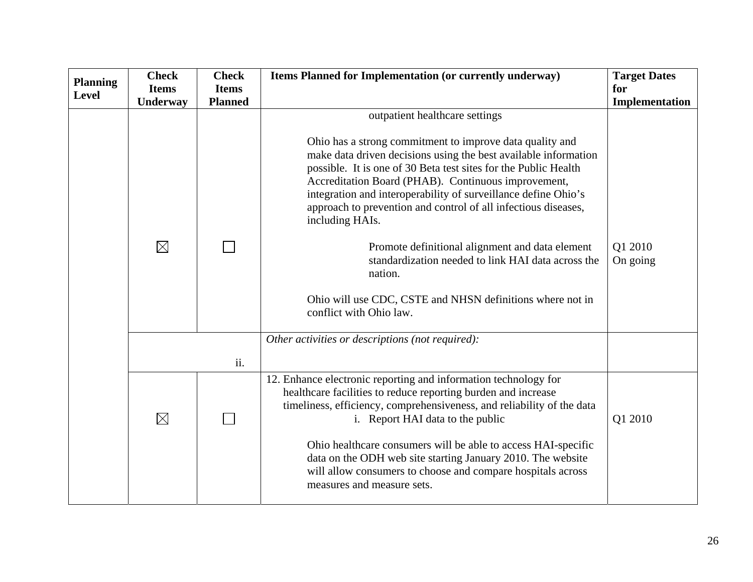| Planning Level | Check Items Underway | Check Items Planned | Items Planned for Implementation (or currently underway) | Target Dates for Implementation |
|---|---|---|---|---|
| | ☒ | ☐ | outpatient healthcare settings<br><br>Ohio has a strong commitment to improve data quality and make data driven decisions using the best available information possible. It is one of 30 Beta test sites for the Public Health Accreditation Board (PHAB). Continuous improvement, integration and interoperability of surveillance define Ohio's approach to prevention and control of all infectious diseases, including HAIs.<br><br>Promote definitional alignment and data element standardization needed to link HAI data across the nation.<br><br>Ohio will use CDC, CSTE and NHSN definitions where not in conflict with Ohio law. | Q1 2010<br>On going |
| | ii. | | *Other activities or descriptions (not required):* | |
| | ☒ | ☐ | 12. Enhance electronic reporting and information technology for healthcare facilities to reduce reporting burden and increase timeliness, efficiency, comprehensiveness, and reliability of the data<br>i. Report HAI data to the public<br><br>Ohio healthcare consumers will be able to access HAI-specific data on the ODH web site starting January 2010. The website will allow consumers to choose and compare hospitals across measures and measure sets. | Q1 2010 |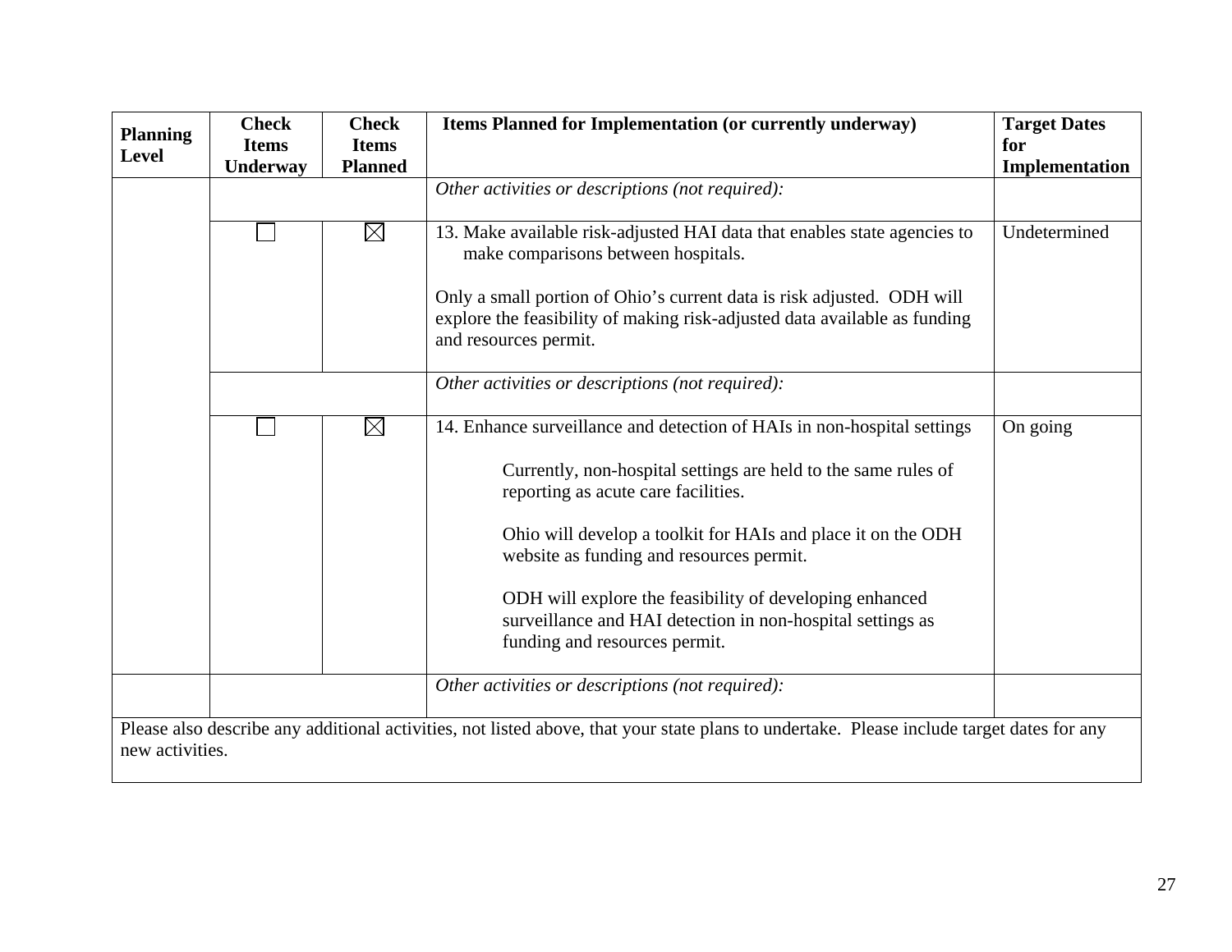| Planning Level | Check Items Underway | Check Items Planned | Items Planned for Implementation (or currently underway) | Target Dates for Implementation |
|---|---|---|---|---|
| | | | *Other activities or descriptions (not required):* | |
| | ☐ | ☒ | 13. Make available risk-adjusted HAI data that enables state agencies to make comparisons between hospitals.<br><br>Only a small portion of Ohio's current data is risk adjusted. ODH will explore the feasibility of making risk-adjusted data available as funding and resources permit. | Undetermined |
| | | | *Other activities or descriptions (not required):* | |
| | ☐ | ☒ | 14. Enhance surveillance and detection of HAIs in non-hospital settings<br><br>Currently, non-hospital settings are held to the same rules of reporting as acute care facilities.<br><br>Ohio will develop a toolkit for HAIs and place it on the ODH website as funding and resources permit.<br><br>ODH will explore the feasibility of developing enhanced surveillance and HAI detection in non-hospital settings as funding and resources permit. | On going |
| | | | *Other activities or descriptions (not required):* | |

Please also describe any additional activities, not listed above, that your state plans to undertake. Please include target dates for any new activities.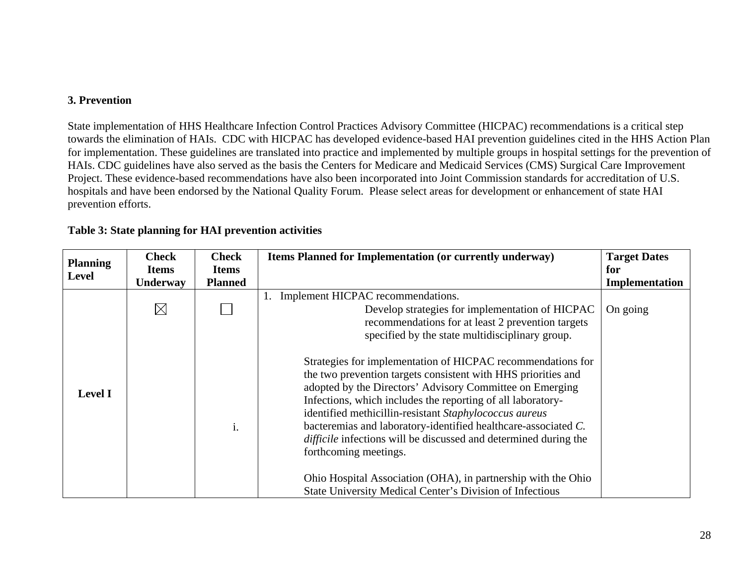### 3. Prevention

State implementation of HHS Healthcare Infection Control Practices Advisory Committee (HICPAC) recommendations is a critical step towards the elimination of HAIs. CDC with HICPAC has developed evidence-based HAI prevention guidelines cited in the HHS Action Plan for implementation. These guidelines are translated into practice and implemented by multiple groups in hospital settings for the prevention of HAIs. CDC guidelines have also served as the basis the Centers for Medicare and Medicaid Services (CMS) Surgical Care Improvement Project. These evidence-based recommendations have also been incorporated into Joint Commission standards for accreditation of U.S. hospitals and have been endorsed by the National Quality Forum. Please select areas for development or enhancement of state HAI prevention efforts.

**Table 3: State planning for HAI prevention activities**

| Planning Level | Check Items Underway | Check Items Planned | Items Planned for Implementation (or currently underway) | Target Dates for Implementation |
|---|---|---|---|---|
| **Level I** | ☒ | ☐ i. | 1. Implement HICPAC recommendations.<br>Develop strategies for implementation of HICPAC recommendations for at least 2 prevention targets specified by the state multidisciplinary group.<br><br>Strategies for implementation of HICPAC recommendations for the two prevention targets consistent with HHS priorities and adopted by the Directors' Advisory Committee on Emerging Infections, which includes the reporting of all laboratory-identified methicillin-resistant *Staphylococcus aureus* bacteremias and laboratory-identified healthcare-associated *C. difficile* infections will be discussed and determined during the forthcoming meetings.<br><br>Ohio Hospital Association (OHA), in partnership with the Ohio State University Medical Center's Division of Infectious | On going |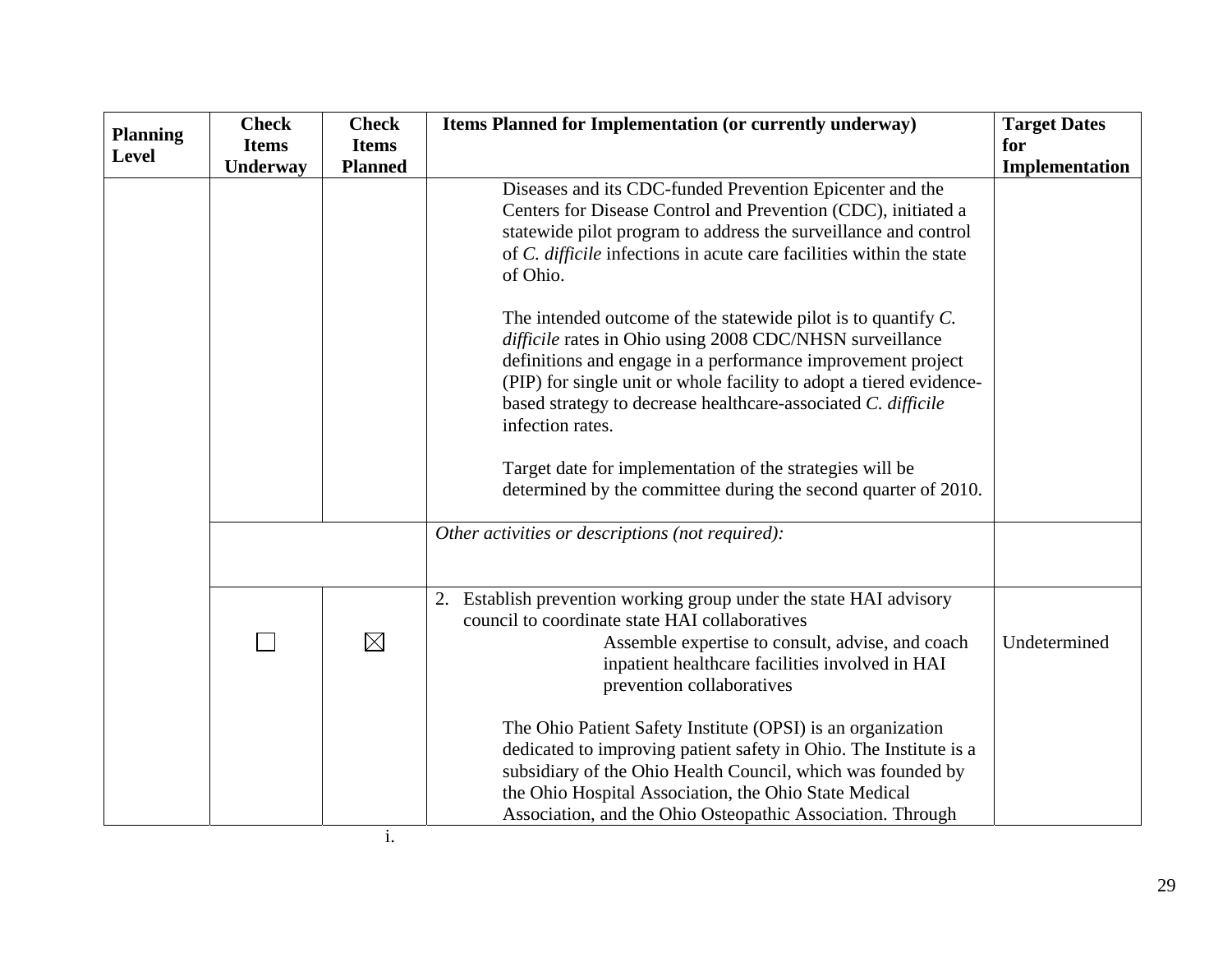| Planning Level | Check Items Underway | Check Items Planned | Items Planned for Implementation (or currently underway) | Target Dates for Implementation |
|---|---|---|---|---|
| | | | Diseases and its CDC-funded Prevention Epicenter and the Centers for Disease Control and Prevention (CDC), initiated a statewide pilot program to address the surveillance and control of *C. difficile* infections in acute care facilities within the state of Ohio.<br><br>The intended outcome of the statewide pilot is to quantify *C. difficile* rates in Ohio using 2008 CDC/NHSN surveillance definitions and engage in a performance improvement project (PIP) for single unit or whole facility to adopt a tiered evidence-based strategy to decrease healthcare-associated *C. difficile* infection rates.<br><br>Target date for implementation of the strategies will be determined by the committee during the second quarter of 2010. | |
| | | | *Other activities or descriptions (not required):* | |
| | ☐ | ☒ | 2. Establish prevention working group under the state HAI advisory council to coordinate state HAI collaboratives<br>i. Assemble expertise to consult, advise, and coach inpatient healthcare facilities involved in HAI prevention collaboratives<br><br>The Ohio Patient Safety Institute (OPSI) is an organization dedicated to improving patient safety in Ohio. The Institute is a subsidiary of the Ohio Health Council, which was founded by the Ohio Hospital Association, the Ohio State Medical Association, and the Ohio Osteopathic Association. Through | Undetermined |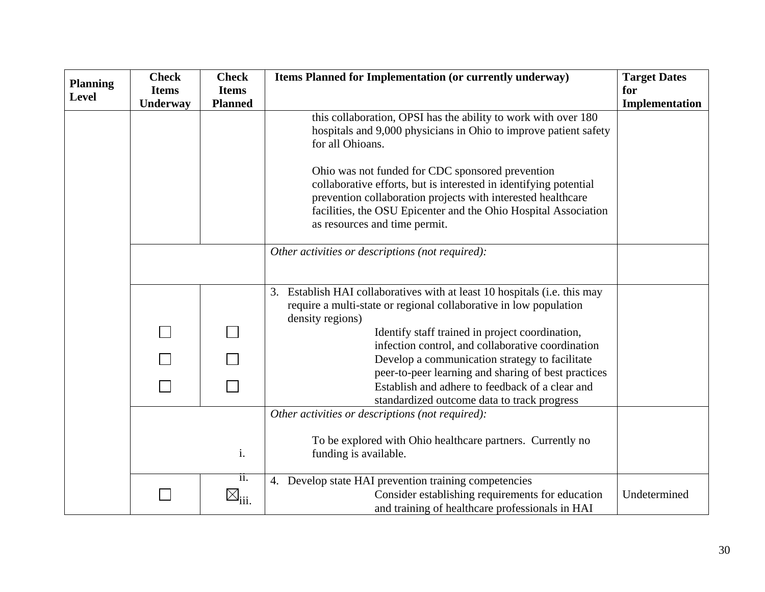| Planning Level | Check Items Underway | Check Items Planned | Items Planned for Implementation (or currently underway) | Target Dates for Implementation |
|---|---|---|---|---|
| | | | this collaboration, OPSI has the ability to work with over 180 hospitals and 9,000 physicians in Ohio to improve patient safety for all Ohioans.<br><br>Ohio was not funded for CDC sponsored prevention collaborative efforts, but is interested in identifying potential prevention collaboration projects with interested healthcare facilities, the OSU Epicenter and the Ohio Hospital Association as resources and time permit. | |
| | | | *Other activities or descriptions (not required):* | |
| | ☐<br>☐<br>☐ | ☐<br>☐<br>☐ | 3. Establish HAI collaboratives with at least 10 hospitals (i.e. this may require a multi-state or regional collaborative in low population density regions)<br>i. Identify staff trained in project coordination, infection control, and collaborative coordination<br>ii. Develop a communication strategy to facilitate peer-to-peer learning and sharing of best practices<br>iii. Establish and adhere to feedback of a clear and standardized outcome data to track progress | |
| | | | *Other activities or descriptions (not required):*<br><br>To be explored with Ohio healthcare partners. Currently no funding is available. | |
| | ☐ | ☒ | 4. Develop state HAI prevention training competencies<br>i. Consider establishing requirements for education and training of healthcare professionals in HAI | Undetermined |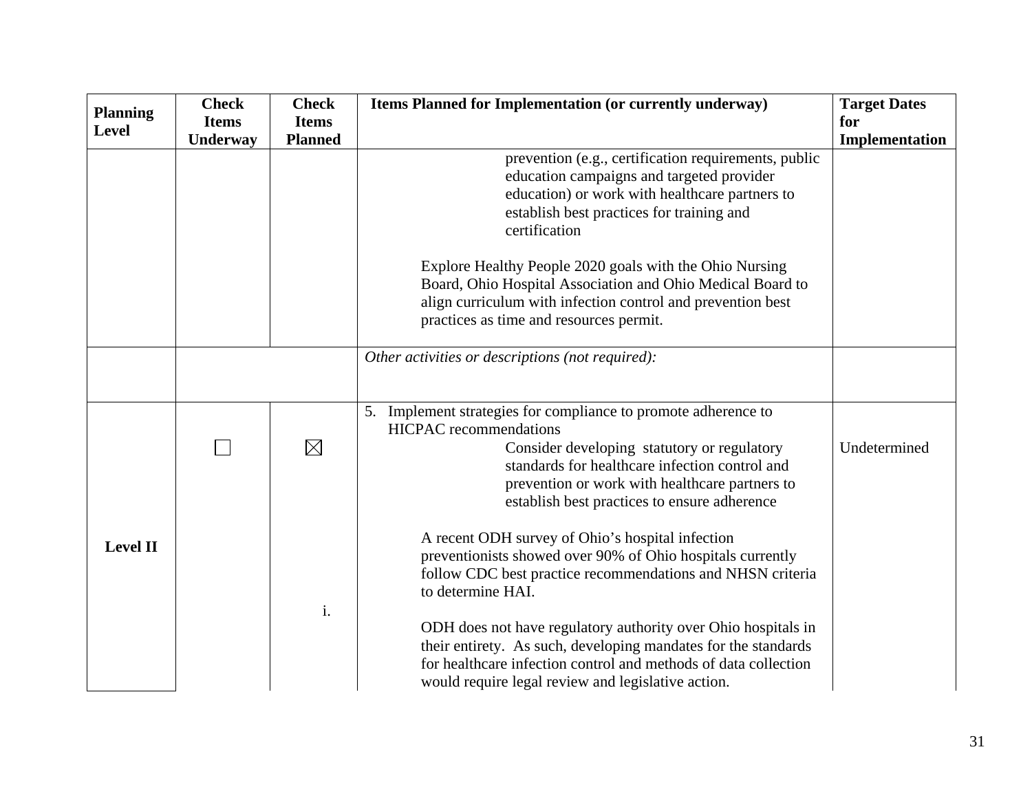| Planning Level | Check Items Underway | Check Items Planned | Items Planned for Implementation (or currently underway) | Target Dates for Implementation |
|---|---|---|---|---|
| | | | prevention (e.g., certification requirements, public education campaigns and targeted provider education) or work with healthcare partners to establish best practices for training and certification<br><br>Explore Healthy People 2020 goals with the Ohio Nursing Board, Ohio Hospital Association and Ohio Medical Board to align curriculum with infection control and prevention best practices as time and resources permit. | |
| | | | *Other activities or descriptions (not required):* | |
| **Level II** | ☐ | ☒<br><br>i. | 5. Implement strategies for compliance to promote adherence to HICPAC recommendations<br>Consider developing statutory or regulatory standards for healthcare infection control and prevention or work with healthcare partners to establish best practices to ensure adherence<br><br>A recent ODH survey of Ohio's hospital infection preventionists showed over 90% of Ohio hospitals currently follow CDC best practice recommendations and NHSN criteria to determine HAI.<br><br>ODH does not have regulatory authority over Ohio hospitals in their entirety. As such, developing mandates for the standards for healthcare infection control and methods of data collection would require legal review and legislative action. | Undetermined |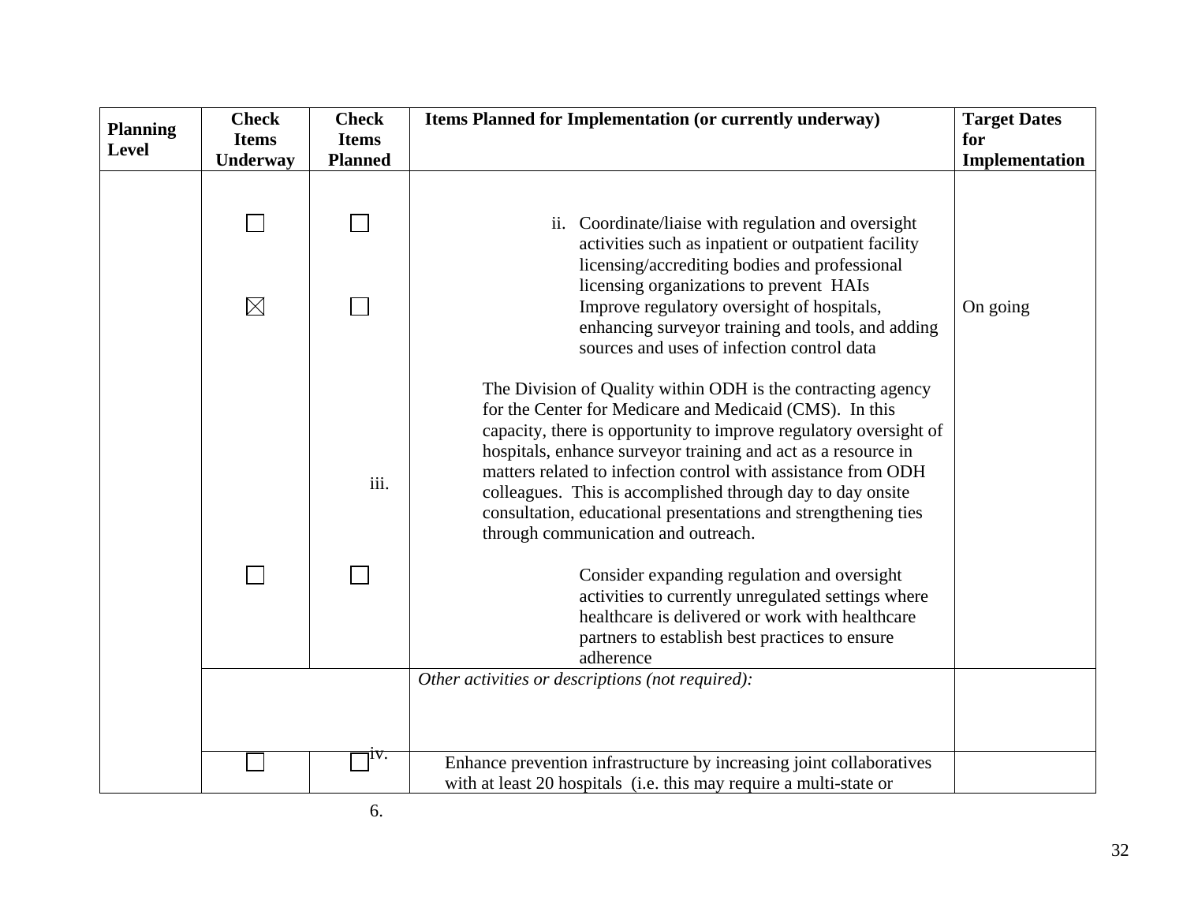| Planning Level | Check Items Underway | Check Items Planned | Items Planned for Implementation (or currently underway) | Target Dates for Implementation |
|---|---|---|---|---|
| | ☐ | ☐ | ii. Coordinate/liaise with regulation and oversight activities such as inpatient or outpatient facility licensing/accrediting bodies and professional licensing organizations to prevent HAIs | |
| | ☒ | ☐ | iii. Improve regulatory oversight of hospitals, enhancing surveyor training and tools, and adding sources and uses of infection control data<br><br>The Division of Quality within ODH is the contracting agency for the Center for Medicare and Medicaid (CMS). In this capacity, there is opportunity to improve regulatory oversight of hospitals, enhance surveyor training and act as a resource in matters related to infection control with assistance from ODH colleagues. This is accomplished through day to day onsite consultation, educational presentations and strengthening ties through communication and outreach. | On going |
| | ☐ | ☐ | iv. Consider expanding regulation and oversight activities to currently unregulated settings where healthcare is delivered or work with healthcare partners to establish best practices to ensure adherence | |
| | | | *Other activities or descriptions (not required):* | |
| | ☐ | ☐ | 6. Enhance prevention infrastructure by increasing joint collaboratives with at least 20 hospitals (i.e. this may require a multi-state or | |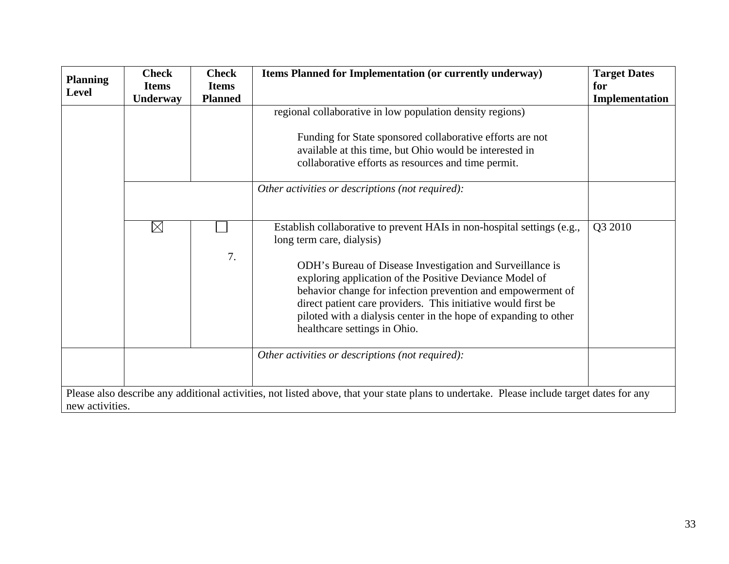| Planning Level | Check Items Underway | Check Items Planned | Items Planned for Implementation (or currently underway) | Target Dates for Implementation |
|---|---|---|---|---|
| | | | regional collaborative in low population density regions)<br><br>Funding for State sponsored collaborative efforts are not available at this time, but Ohio would be interested in collaborative efforts as resources and time permit. | |
| | | | *Other activities or descriptions (not required):* | |
| | ☒ | ☐<br><br>7. | Establish collaborative to prevent HAIs in non-hospital settings (e.g., long term care, dialysis)<br><br>ODH's Bureau of Disease Investigation and Surveillance is exploring application of the Positive Deviance Model of behavior change for infection prevention and empowerment of direct patient care providers. This initiative would first be piloted with a dialysis center in the hope of expanding to other healthcare settings in Ohio. | Q3 2010 |
| | | | *Other activities or descriptions (not required):* | |
| Please also describe any additional activities, not listed above, that your state plans to undertake. Please include target dates for any new activities. | | | | |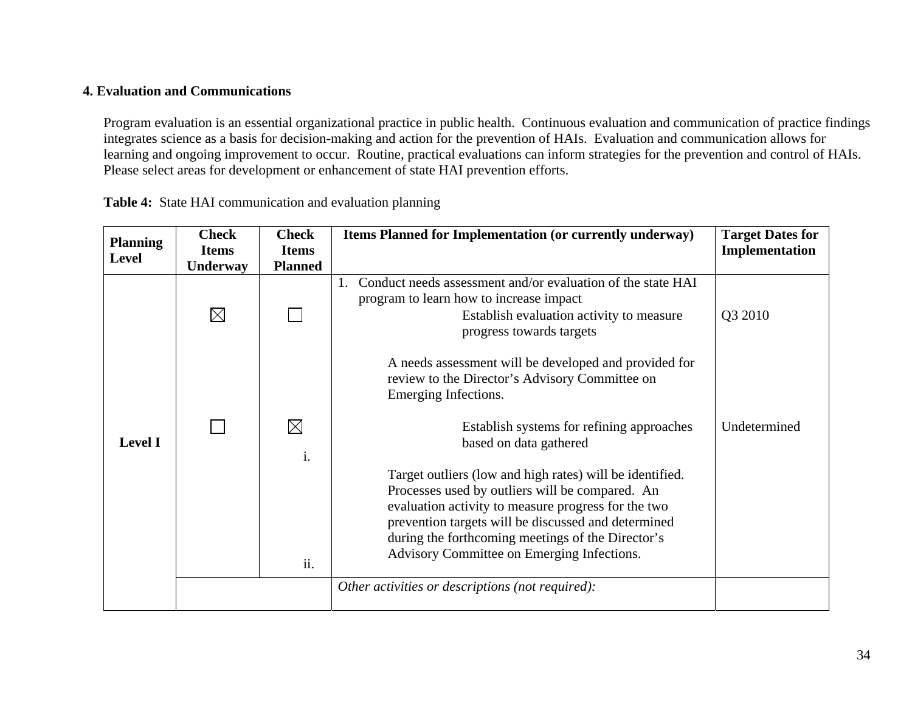### 4. Evaluation and Communications

Program evaluation is an essential organizational practice in public health. Continuous evaluation and communication of practice findings integrates science as a basis for decision-making and action for the prevention of HAIs. Evaluation and communication allows for learning and ongoing improvement to occur. Routine, practical evaluations can inform strategies for the prevention and control of HAIs. Please select areas for development or enhancement of state HAI prevention efforts.

**Table 4:** State HAI communication and evaluation planning

| Planning Level | Check Items Underway | Check Items Planned | Items Planned for Implementation (or currently underway) | Target Dates for Implementation |
|---|---|---|---|---|
| Level I | | | 1. Conduct needs assessment and/or evaluation of the state HAI program to learn how to increase impact | |
| | ☒ | ☐ | i. Establish evaluation activity to measure progress towards targets<br><br>A needs assessment will be developed and provided for review to the Director's Advisory Committee on Emerging Infections. | Q3 2010 |
| | ☐ | ☒ | ii. Establish systems for refining approaches based on data gathered<br><br>Target outliers (low and high rates) will be identified. Processes used by outliers will be compared. An evaluation activity to measure progress for the two prevention targets will be discussed and determined during the forthcoming meetings of the Director's Advisory Committee on Emerging Infections. | Undetermined |
| | | | *Other activities or descriptions (not required):* | |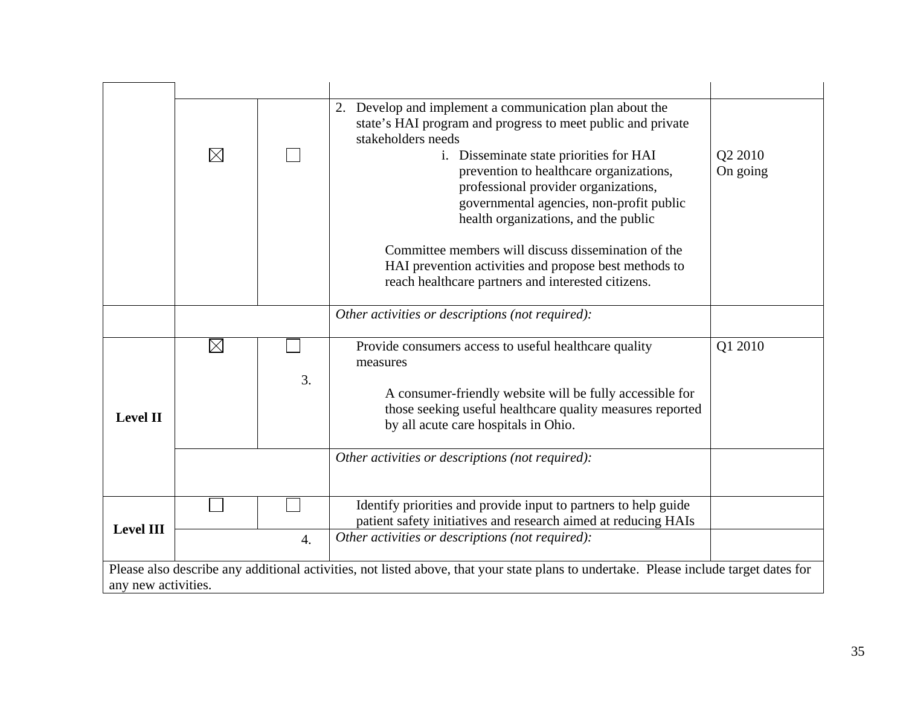| | | | | |
|---|---|---|---|---|
| | | | | |
| | ☒ | ☐ | 2. Develop and implement a communication plan about the state's HAI program and progress to meet public and private stakeholders needs<br>i. Disseminate state priorities for HAI prevention to healthcare organizations, professional provider organizations, governmental agencies, non-profit public health organizations, and the public<br><br>Committee members will discuss dissemination of the HAI prevention activities and propose best methods to reach healthcare partners and interested citizens. | Q2 2010<br>On going |
| | | | *Other activities or descriptions (not required):* | |
| **Level II** | ☒ | ☐<br>3. | Provide consumers access to useful healthcare quality measures<br><br>A consumer-friendly website will be fully accessible for those seeking useful healthcare quality measures reported by all acute care hospitals in Ohio. | Q1 2010 |
| | | | *Other activities or descriptions (not required):* | |
| **Level III** | ☐ | ☐ | Identify priorities and provide input to partners to help guide patient safety initiatives and research aimed at reducing HAIs | |
| | | 4. | *Other activities or descriptions (not required):* | |

Please also describe any additional activities, not listed above, that your state plans to undertake. Please include target dates for any new activities.